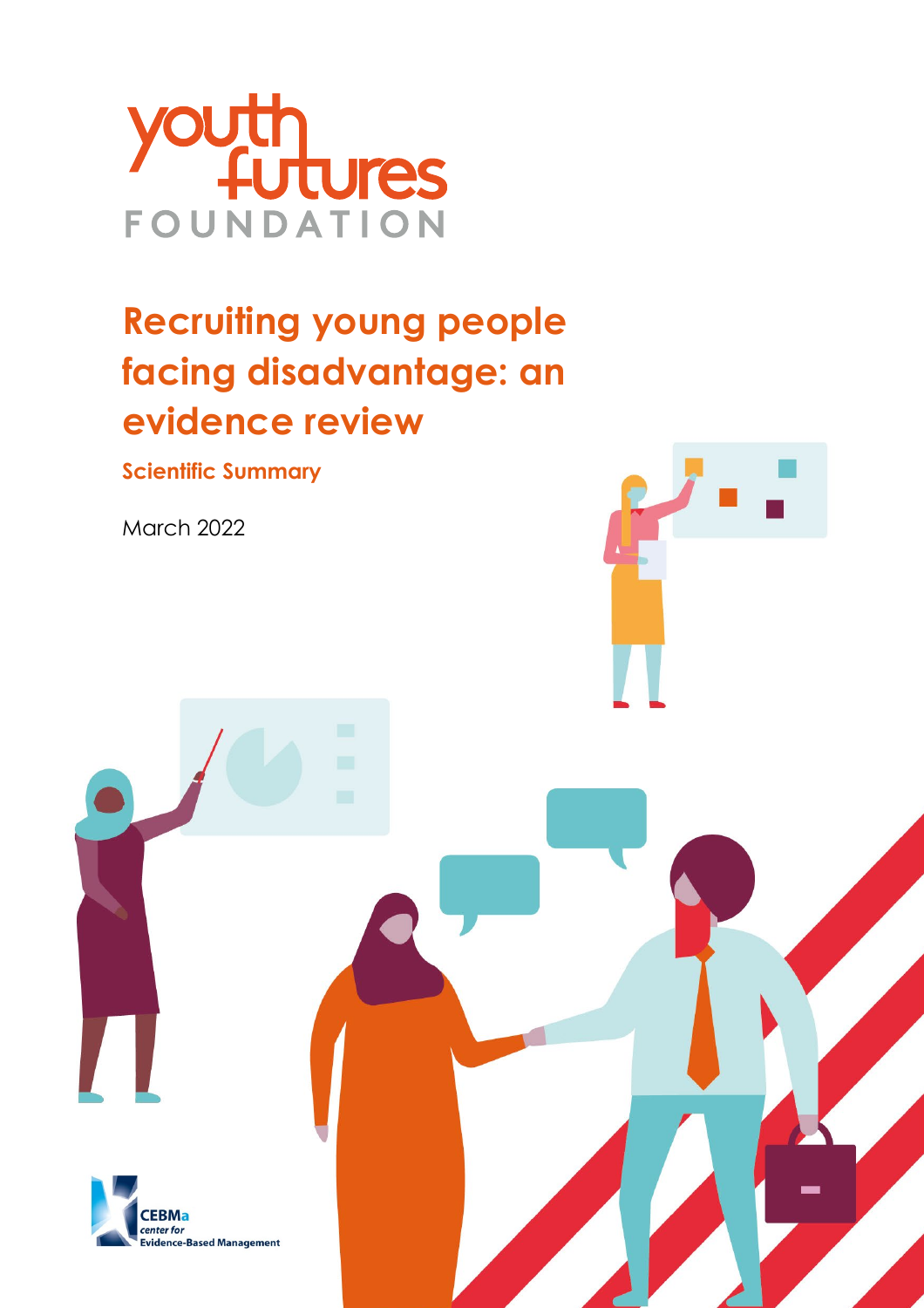youth futures FOUNDATION

# Recruiting young people facing disadvantage: an evidence review

**Scientific Summary**

March 2022

CEBMa center for Evidence-Based Management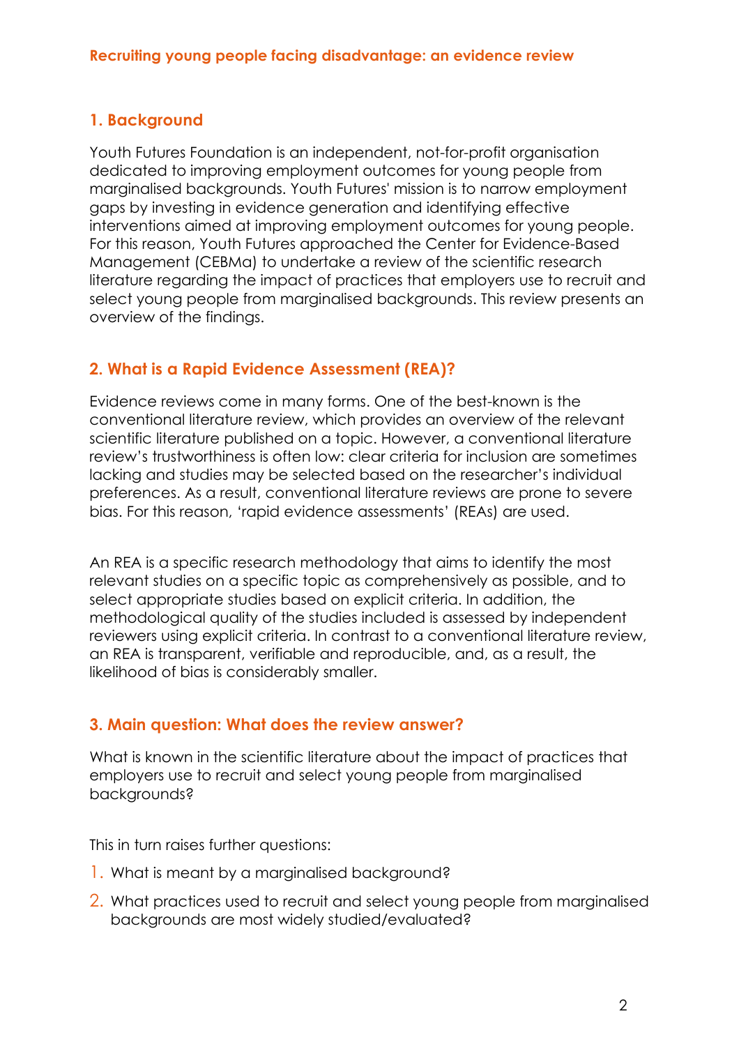## 1. Background

Youth Futures Foundation is an independent, not-for-profit organisation dedicated to improving employment outcomes for young people from marginalised backgrounds. Youth Futures' mission is to narrow employment gaps by investing in evidence generation and identifying effective interventions aimed at improving employment outcomes for young people. For this reason, Youth Futures approached the Center for Evidence-Based Management (CEBMa) to undertake a review of the scientific research literature regarding the impact of practices that employers use to recruit and select young people from marginalised backgrounds. This review presents an overview of the findings.

## 2. What is a Rapid Evidence Assessment (REA)?

Evidence reviews come in many forms. One of the best-known is the conventional literature review, which provides an overview of the relevant scientific literature published on a topic. However, a conventional literature review's trustworthiness is often low: clear criteria for inclusion are sometimes lacking and studies may be selected based on the researcher's individual preferences. As a result, conventional literature reviews are prone to severe bias. For this reason, 'rapid evidence assessments' (REAs) are used.

An REA is a specific research methodology that aims to identify the most relevant studies on a specific topic as comprehensively as possible, and to select appropriate studies based on explicit criteria. In addition, the methodological quality of the studies included is assessed by independent reviewers using explicit criteria. In contrast to a conventional literature review, an REA is transparent, verifiable and reproducible, and, as a result, the likelihood of bias is considerably smaller.

## 3. Main question: What does the review answer?

What is known in the scientific literature about the impact of practices that employers use to recruit and select young people from marginalised backgrounds?

This in turn raises further questions:

1. What is meant by a marginalised background?
2. What practices used to recruit and select young people from marginalised backgrounds are most widely studied/evaluated?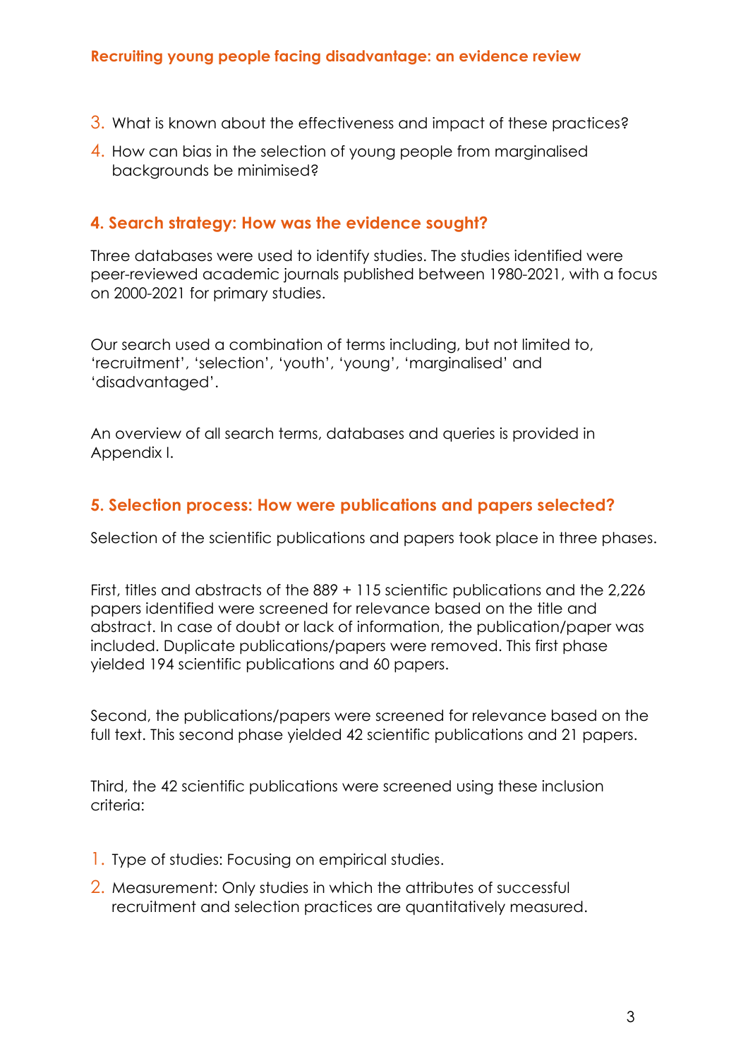3. What is known about the effectiveness and impact of these practices?
4. How can bias in the selection of young people from marginalised backgrounds be minimised?

## 4. Search strategy: How was the evidence sought?

Three databases were used to identify studies. The studies identified were peer-reviewed academic journals published between 1980-2021, with a focus on 2000-2021 for primary studies.

Our search used a combination of terms including, but not limited to, 'recruitment', 'selection', 'youth', 'young', 'marginalised' and 'disadvantaged'.

An overview of all search terms, databases and queries is provided in Appendix I.

## 5. Selection process: How were publications and papers selected?

Selection of the scientific publications and papers took place in three phases.

First, titles and abstracts of the 889 + 115 scientific publications and the 2,226 papers identified were screened for relevance based on the title and abstract. In case of doubt or lack of information, the publication/paper was included. Duplicate publications/papers were removed. This first phase yielded 194 scientific publications and 60 papers.

Second, the publications/papers were screened for relevance based on the full text. This second phase yielded 42 scientific publications and 21 papers.

Third, the 42 scientific publications were screened using these inclusion criteria:

1. Type of studies: Focusing on empirical studies.
2. Measurement: Only studies in which the attributes of successful recruitment and selection practices are quantitatively measured.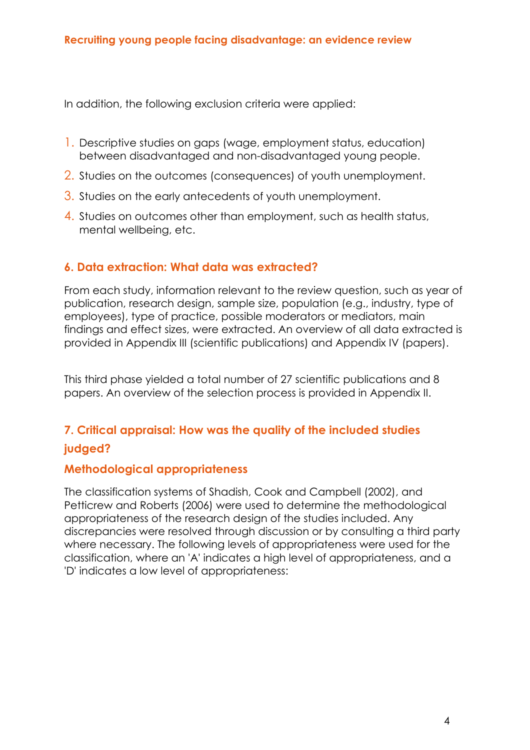In addition, the following exclusion criteria were applied:

1. Descriptive studies on gaps (wage, employment status, education) between disadvantaged and non-disadvantaged young people.
2. Studies on the outcomes (consequences) of youth unemployment.
3. Studies on the early antecedents of youth unemployment.
4. Studies on outcomes other than employment, such as health status, mental wellbeing, etc.

## 6. Data extraction: What data was extracted?

From each study, information relevant to the review question, such as year of publication, research design, sample size, population (e.g., industry, type of employees), type of practice, possible moderators or mediators, main findings and effect sizes, were extracted. An overview of all data extracted is provided in Appendix III (scientific publications) and Appendix IV (papers).

This third phase yielded a total number of 27 scientific publications and 8 papers. An overview of the selection process is provided in Appendix II.

## 7. Critical appraisal: How was the quality of the included studies judged?

### Methodological appropriateness

The classification systems of Shadish, Cook and Campbell (2002), and Petticrew and Roberts (2006) were used to determine the methodological appropriateness of the research design of the studies included. Any discrepancies were resolved through discussion or by consulting a third party where necessary. The following levels of appropriateness were used for the classification, where an 'A' indicates a high level of appropriateness, and a 'D' indicates a low level of appropriateness: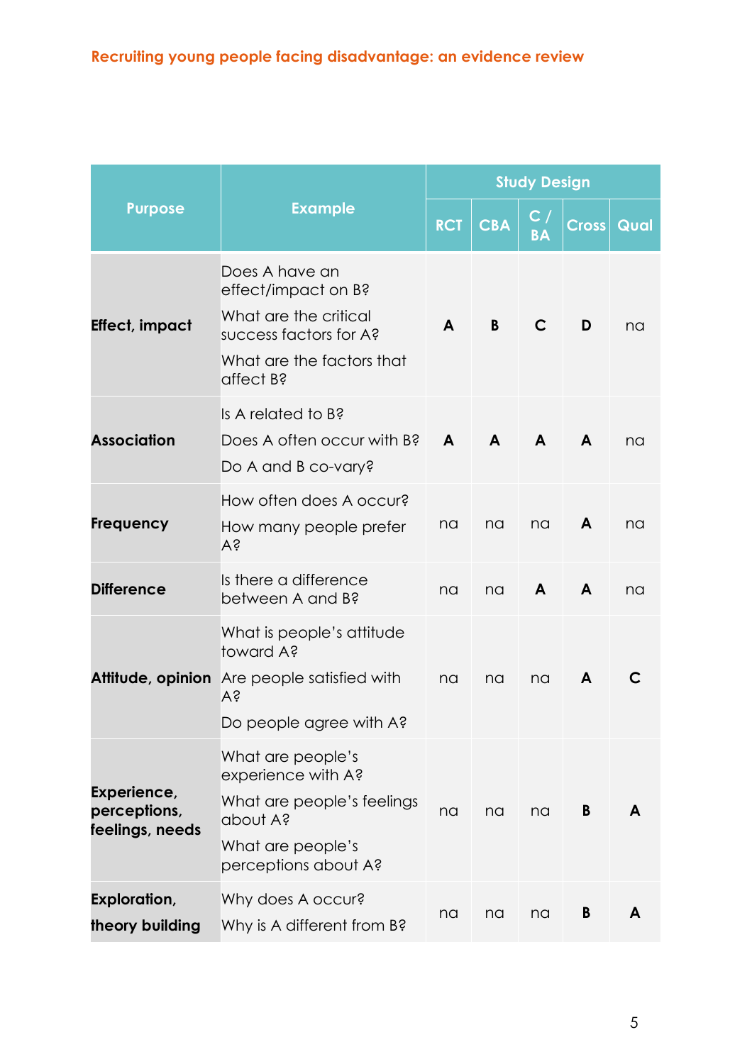| Purpose | Example | Study Design | | | | |
|---|---|---|---|---|---|---|
| | | RCT | CBA | C / BA | Cross | Qual |
| **Effect, impact** | Does A have an effect/impact on B? What are the critical success factors for A? What are the factors that affect B? | **A** | **B** | **C** | **D** | na |
| **Association** | Is A related to B? Does A often occur with B? Do A and B co-vary? | **A** | **A** | **A** | **A** | na |
| **Frequency** | How often does A occur? How many people prefer A? | na | na | na | **A** | na |
| **Difference** | Is there a difference between A and B? | na | na | **A** | **A** | na |
| **Attitude, opinion** | What is people's attitude toward A? Are people satisfied with A? Do people agree with A? | na | na | na | **A** | **C** |
| **Experience, perceptions, feelings, needs** | What are people's experience with A? What are people's feelings about A? What are people's perceptions about A? | na | na | na | **B** | **A** |
| **Exploration, theory building** | Why does A occur? Why is A different from B? | na | na | na | **B** | **A** |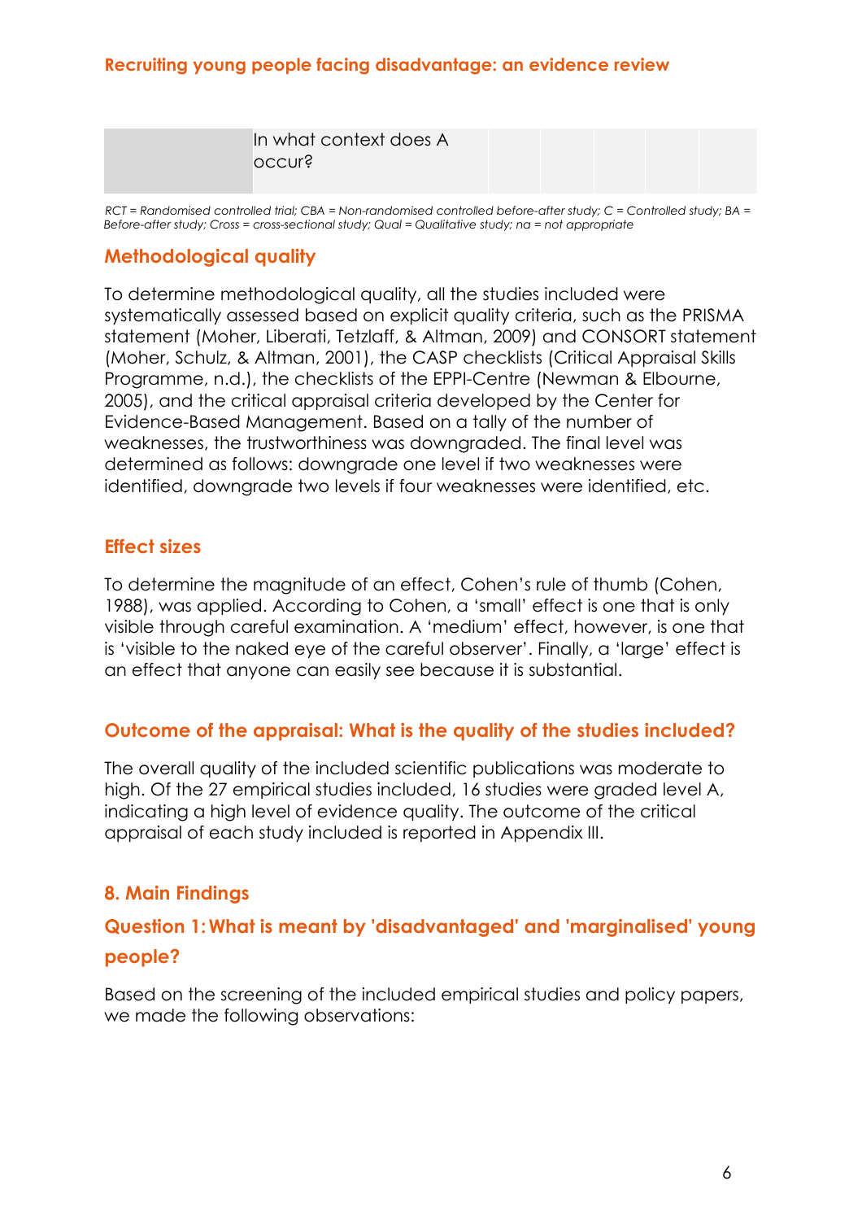| | | | | | | |
|---|---|---|---|---|---|---|
| | In what context does A occur? | | | | | |

*RCT = Randomised controlled trial; CBA = Non-randomised controlled before-after study; C = Controlled study; BA = Before-after study; Cross = cross-sectional study; Qual = Qualitative study; na = not appropriate*

## Methodological quality

To determine methodological quality, all the studies included were systematically assessed based on explicit quality criteria, such as the PRISMA statement (Moher, Liberati, Tetzlaff, & Altman, 2009) and CONSORT statement (Moher, Schulz, & Altman, 2001), the CASP checklists (Critical Appraisal Skills Programme, n.d.), the checklists of the EPPI-Centre (Newman & Elbourne, 2005), and the critical appraisal criteria developed by the Center for Evidence-Based Management. Based on a tally of the number of weaknesses, the trustworthiness was downgraded. The final level was determined as follows: downgrade one level if two weaknesses were identified, downgrade two levels if four weaknesses were identified, etc.

## Effect sizes

To determine the magnitude of an effect, Cohen's rule of thumb (Cohen, 1988), was applied. According to Cohen, a 'small' effect is one that is only visible through careful examination. A 'medium' effect, however, is one that is 'visible to the naked eye of the careful observer'. Finally, a 'large' effect is an effect that anyone can easily see because it is substantial.

## Outcome of the appraisal: What is the quality of the studies included?

The overall quality of the included scientific publications was moderate to high. Of the 27 empirical studies included, 16 studies were graded level A, indicating a high level of evidence quality. The outcome of the critical appraisal of each study included is reported in Appendix III.

# 8. Main Findings

## Question 1: What is meant by 'disadvantaged' and 'marginalised' young people?

Based on the screening of the included empirical studies and policy papers, we made the following observations: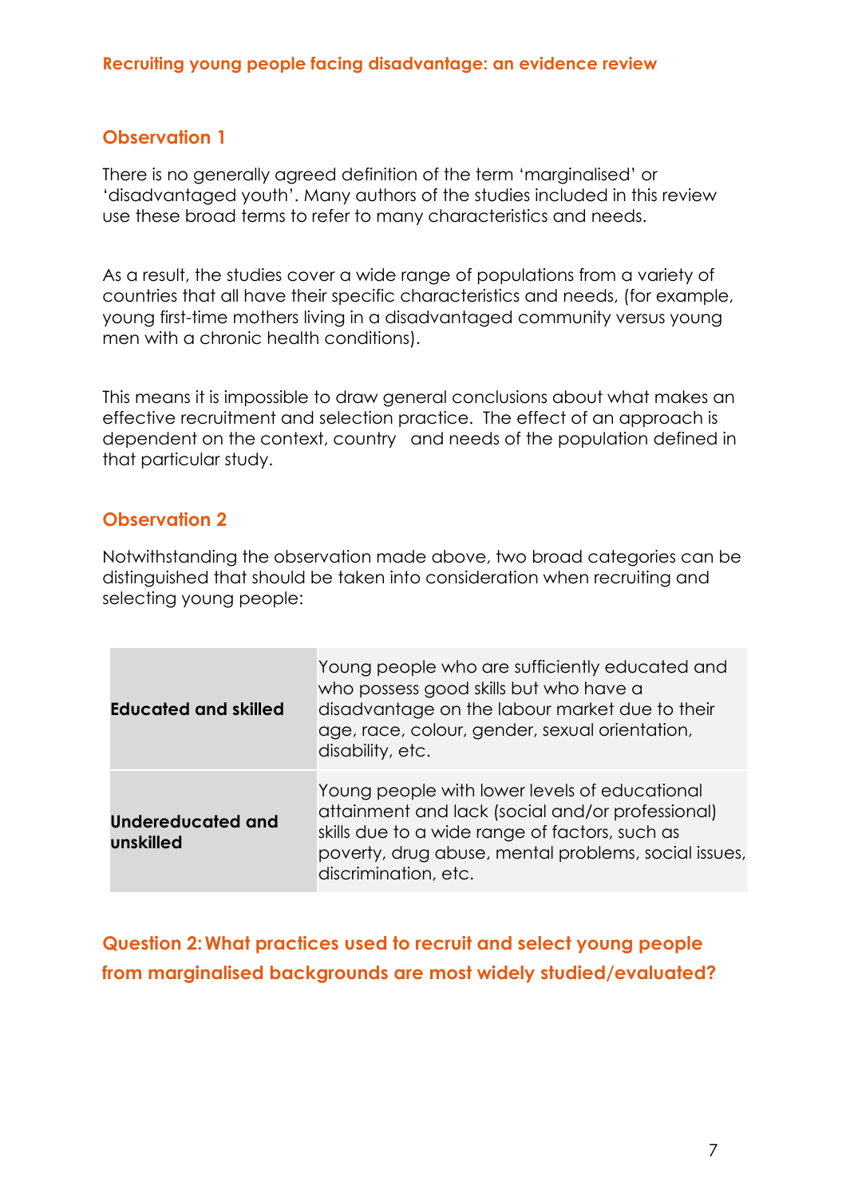## Observation 1

There is no generally agreed definition of the term 'marginalised' or 'disadvantaged youth'. Many authors of the studies included in this review use these broad terms to refer to many characteristics and needs.

As a result, the studies cover a wide range of populations from a variety of countries that all have their specific characteristics and needs, (for example, young first-time mothers living in a disadvantaged community versus young men with a chronic health conditions).

This means it is impossible to draw general conclusions about what makes an effective recruitment and selection practice. The effect of an approach is dependent on the context, country and needs of the population defined in that particular study.

## Observation 2

Notwithstanding the observation made above, two broad categories can be distinguished that should be taken into consideration when recruiting and selecting young people:

| | |
|---|---|
| **Educated and skilled** | Young people who are sufficiently educated and who possess good skills but who have a disadvantage on the labour market due to their age, race, colour, gender, sexual orientation, disability, etc. |
| **Undereducated and unskilled** | Young people with lower levels of educational attainment and lack (social and/or professional) skills due to a wide range of factors, such as poverty, drug abuse, mental problems, social issues, discrimination, etc. |

## Question 2: What practices used to recruit and select young people from marginalised backgrounds are most widely studied/evaluated?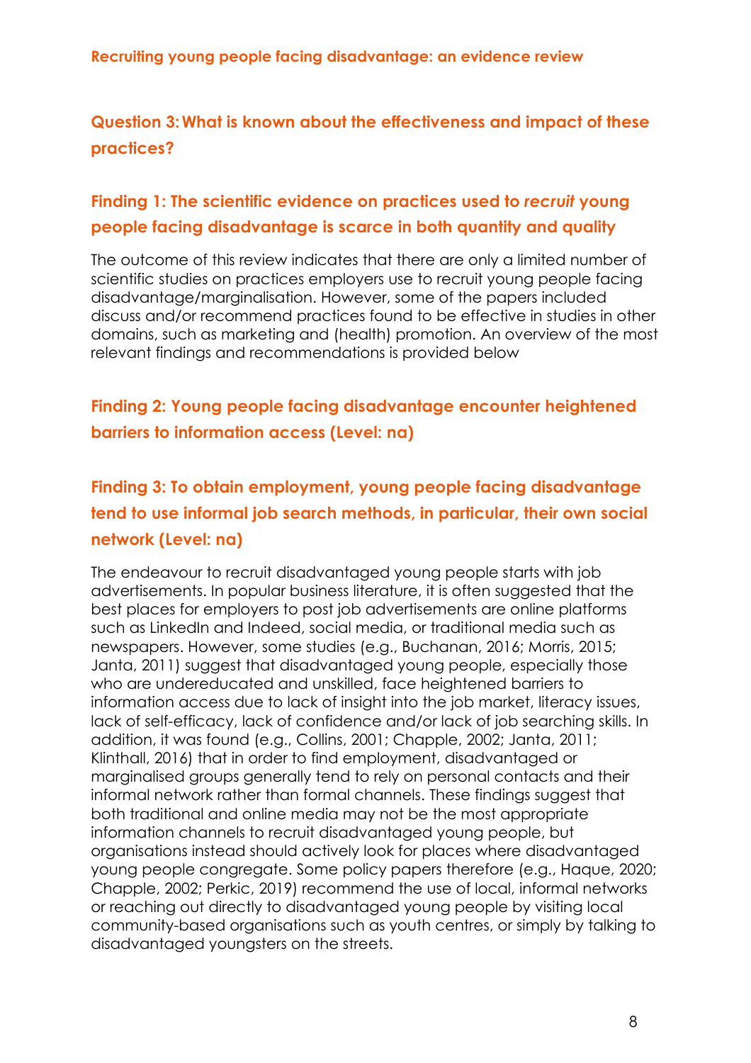## Question 3: What is known about the effectiveness and impact of these practices?

### Finding 1: The scientific evidence on practices used to *recruit* young people facing disadvantage is scarce in both quantity and quality

The outcome of this review indicates that there are only a limited number of scientific studies on practices employers use to recruit young people facing disadvantage/marginalisation. However, some of the papers included discuss and/or recommend practices found to be effective in studies in other domains, such as marketing and (health) promotion. An overview of the most relevant findings and recommendations is provided below

### Finding 2: Young people facing disadvantage encounter heightened barriers to information access (Level: na)

### Finding 3: To obtain employment, young people facing disadvantage tend to use informal job search methods, in particular, their own social network (Level: na)

The endeavour to recruit disadvantaged young people starts with job advertisements. In popular business literature, it is often suggested that the best places for employers to post job advertisements are online platforms such as LinkedIn and Indeed, social media, or traditional media such as newspapers. However, some studies (e.g., Buchanan, 2016; Morris, 2015; Janta, 2011) suggest that disadvantaged young people, especially those who are undereducated and unskilled, face heightened barriers to information access due to lack of insight into the job market, literacy issues, lack of self-efficacy, lack of confidence and/or lack of job searching skills. In addition, it was found (e.g., Collins, 2001; Chapple, 2002; Janta, 2011; Klinthall, 2016) that in order to find employment, disadvantaged or marginalised groups generally tend to rely on personal contacts and their informal network rather than formal channels. These findings suggest that both traditional and online media may not be the most appropriate information channels to recruit disadvantaged young people, but organisations instead should actively look for places where disadvantaged young people congregate. Some policy papers therefore (e.g., Haque, 2020; Chapple, 2002; Perkic, 2019) recommend the use of local, informal networks or reaching out directly to disadvantaged young people by visiting local community-based organisations such as youth centres, or simply by talking to disadvantaged youngsters on the streets.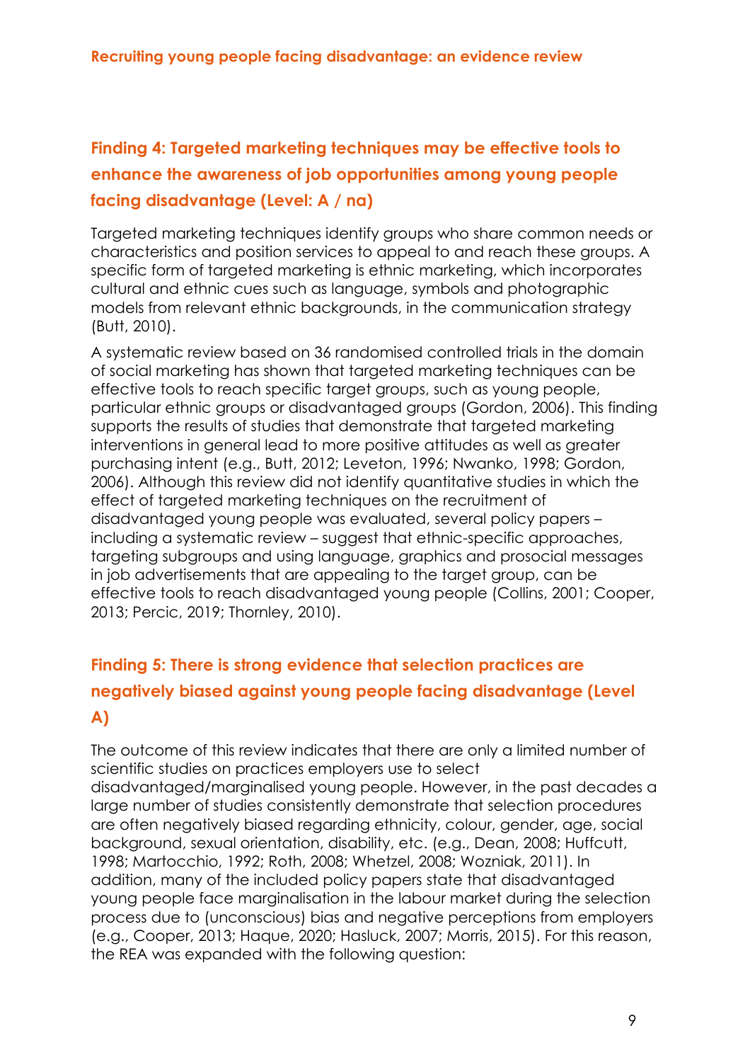## Finding 4: Targeted marketing techniques may be effective tools to enhance the awareness of job opportunities among young people facing disadvantage (Level: A / na)

Targeted marketing techniques identify groups who share common needs or characteristics and position services to appeal to and reach these groups. A specific form of targeted marketing is ethnic marketing, which incorporates cultural and ethnic cues such as language, symbols and photographic models from relevant ethnic backgrounds, in the communication strategy (Butt, 2010).

A systematic review based on 36 randomised controlled trials in the domain of social marketing has shown that targeted marketing techniques can be effective tools to reach specific target groups, such as young people, particular ethnic groups or disadvantaged groups (Gordon, 2006). This finding supports the results of studies that demonstrate that targeted marketing interventions in general lead to more positive attitudes as well as greater purchasing intent (e.g., Butt, 2012; Leveton, 1996; Nwanko, 1998; Gordon, 2006). Although this review did not identify quantitative studies in which the effect of targeted marketing techniques on the recruitment of disadvantaged young people was evaluated, several policy papers – including a systematic review – suggest that ethnic-specific approaches, targeting subgroups and using language, graphics and prosocial messages in job advertisements that are appealing to the target group, can be effective tools to reach disadvantaged young people (Collins, 2001; Cooper, 2013; Percic, 2019; Thornley, 2010).

## Finding 5: There is strong evidence that selection practices are negatively biased against young people facing disadvantage (Level A)

The outcome of this review indicates that there are only a limited number of scientific studies on practices employers use to select disadvantaged/marginalised young people. However, in the past decades a large number of studies consistently demonstrate that selection procedures are often negatively biased regarding ethnicity, colour, gender, age, social background, sexual orientation, disability, etc. (e.g., Dean, 2008; Huffcutt, 1998; Martocchio, 1992; Roth, 2008; Whetzel, 2008; Wozniak, 2011). In addition, many of the included policy papers state that disadvantaged young people face marginalisation in the labour market during the selection process due to (unconscious) bias and negative perceptions from employers (e.g., Cooper, 2013; Haque, 2020; Hasluck, 2007; Morris, 2015). For this reason, the REA was expanded with the following question: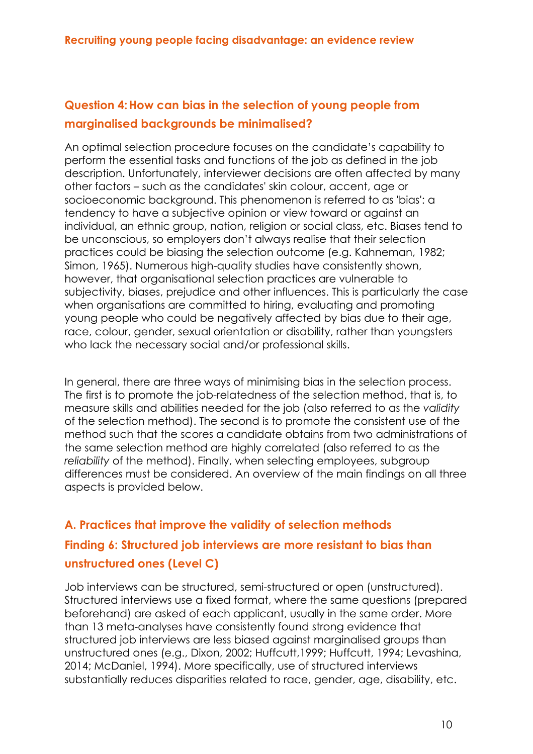## Question 4: How can bias in the selection of young people from marginalised backgrounds be minimalised?

An optimal selection procedure focuses on the candidate's capability to perform the essential tasks and functions of the job as defined in the job description. Unfortunately, interviewer decisions are often affected by many other factors – such as the candidates' skin colour, accent, age or socioeconomic background. This phenomenon is referred to as 'bias': a tendency to have a subjective opinion or view toward or against an individual, an ethnic group, nation, religion or social class, etc. Biases tend to be unconscious, so employers don't always realise that their selection practices could be biasing the selection outcome (e.g. Kahneman, 1982; Simon, 1965). Numerous high-quality studies have consistently shown, however, that organisational selection practices are vulnerable to subjectivity, biases, prejudice and other influences. This is particularly the case when organisations are committed to hiring, evaluating and promoting young people who could be negatively affected by bias due to their age, race, colour, gender, sexual orientation or disability, rather than youngsters who lack the necessary social and/or professional skills.

In general, there are three ways of minimising bias in the selection process. The first is to promote the job-relatedness of the selection method, that is, to measure skills and abilities needed for the job (also referred to as the *validity* of the selection method). The second is to promote the consistent use of the method such that the scores a candidate obtains from two administrations of the same selection method are highly correlated (also referred to as the *reliability* of the method). Finally, when selecting employees, subgroup differences must be considered. An overview of the main findings on all three aspects is provided below.

### A. Practices that improve the validity of selection methods

### Finding 6: Structured job interviews are more resistant to bias than unstructured ones (Level C)

Job interviews can be structured, semi-structured or open (unstructured). Structured interviews use a fixed format, where the same questions (prepared beforehand) are asked of each applicant, usually in the same order. More than 13 meta-analyses have consistently found strong evidence that structured job interviews are less biased against marginalised groups than unstructured ones (e.g., Dixon, 2002; Huffcutt,1999; Huffcutt, 1994; Levashina, 2014; McDaniel, 1994). More specifically, use of structured interviews substantially reduces disparities related to race, gender, age, disability, etc.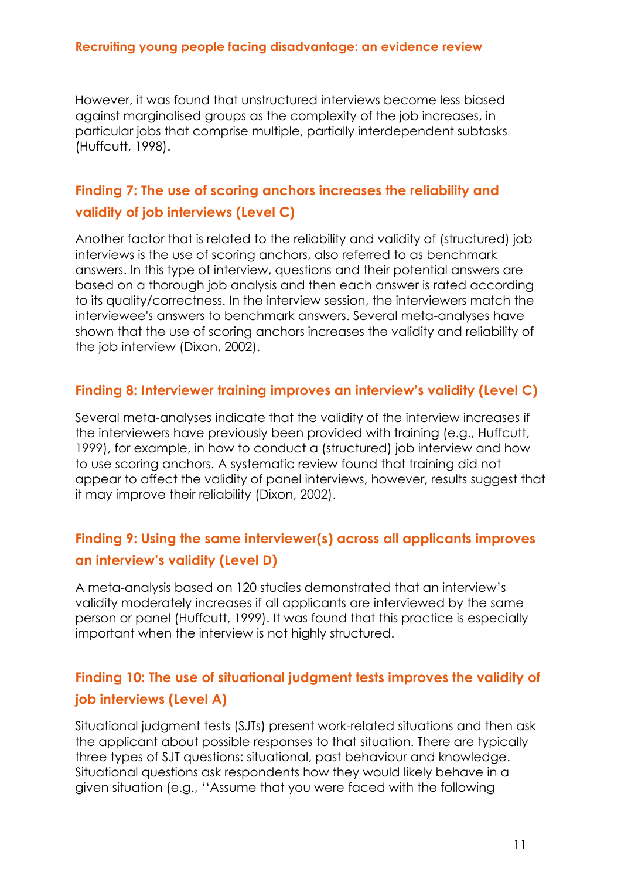However, it was found that unstructured interviews become less biased against marginalised groups as the complexity of the job increases, in particular jobs that comprise multiple, partially interdependent subtasks (Huffcutt, 1998).

### Finding 7: The use of scoring anchors increases the reliability and validity of job interviews (Level C)

Another factor that is related to the reliability and validity of (structured) job interviews is the use of scoring anchors, also referred to as benchmark answers. In this type of interview, questions and their potential answers are based on a thorough job analysis and then each answer is rated according to its quality/correctness. In the interview session, the interviewers match the interviewee's answers to benchmark answers. Several meta-analyses have shown that the use of scoring anchors increases the validity and reliability of the job interview (Dixon, 2002).

### Finding 8: Interviewer training improves an interview's validity (Level C)

Several meta-analyses indicate that the validity of the interview increases if the interviewers have previously been provided with training (e.g., Huffcutt, 1999), for example, in how to conduct a (structured) job interview and how to use scoring anchors. A systematic review found that training did not appear to affect the validity of panel interviews, however, results suggest that it may improve their reliability (Dixon, 2002).

### Finding 9: Using the same interviewer(s) across all applicants improves an interview's validity (Level D)

A meta-analysis based on 120 studies demonstrated that an interview's validity moderately increases if all applicants are interviewed by the same person or panel (Huffcutt, 1999). It was found that this practice is especially important when the interview is not highly structured.

### Finding 10: The use of situational judgment tests improves the validity of job interviews (Level A)

Situational judgment tests (SJTs) present work-related situations and then ask the applicant about possible responses to that situation. There are typically three types of SJT questions: situational, past behaviour and knowledge. Situational questions ask respondents how they would likely behave in a given situation (e.g., ''Assume that you were faced with the following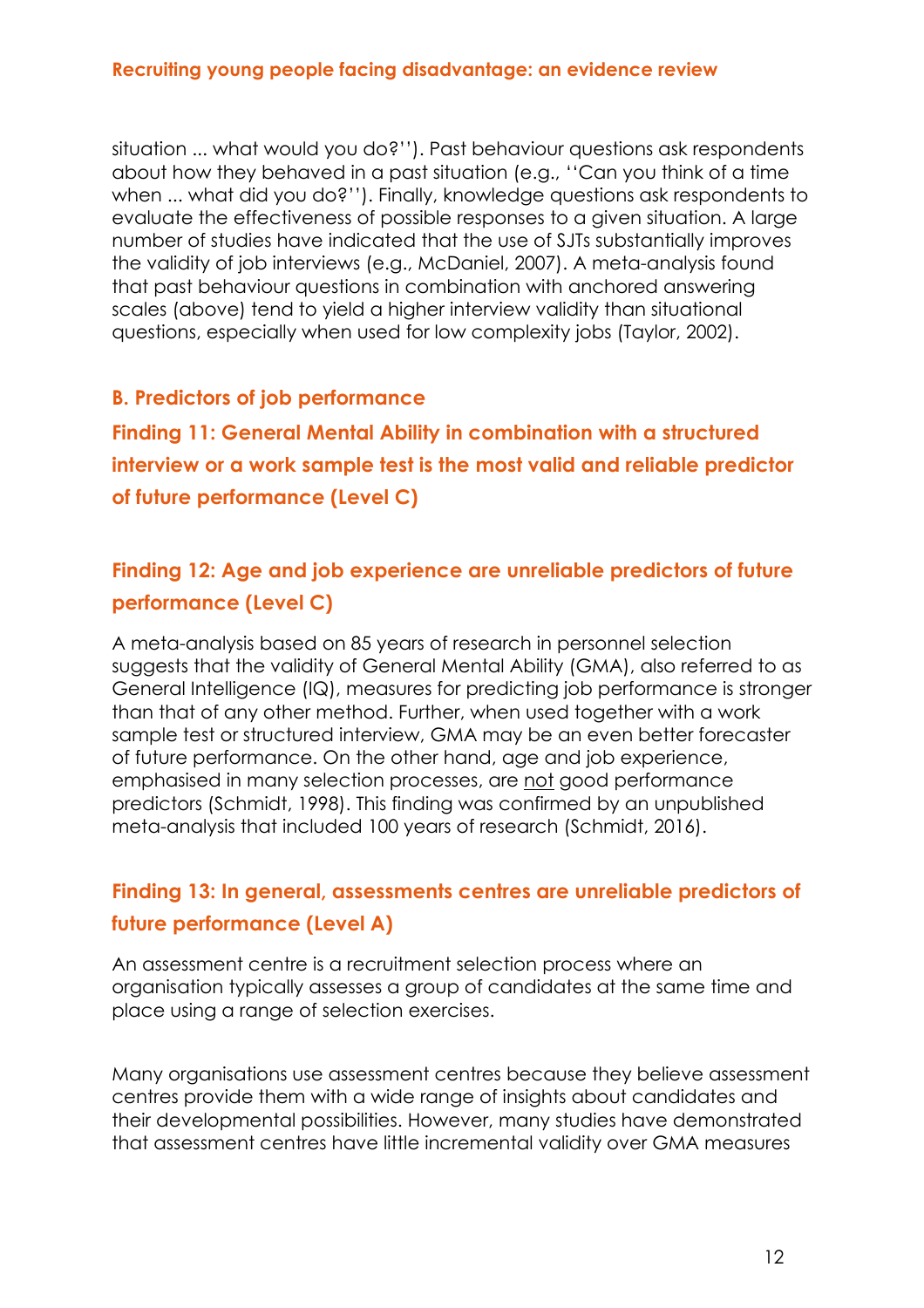situation ... what would you do?''). Past behaviour questions ask respondents about how they behaved in a past situation (e.g., ''Can you think of a time when ... what did you do?''). Finally, knowledge questions ask respondents to evaluate the effectiveness of possible responses to a given situation. A large number of studies have indicated that the use of SJTs substantially improves the validity of job interviews (e.g., McDaniel, 2007). A meta-analysis found that past behaviour questions in combination with anchored answering scales (above) tend to yield a higher interview validity than situational questions, especially when used for low complexity jobs (Taylor, 2002).

### B. Predictors of job performance

### Finding 11: General Mental Ability in combination with a structured interview or a work sample test is the most valid and reliable predictor of future performance (Level C)

### Finding 12: Age and job experience are unreliable predictors of future performance (Level C)

A meta-analysis based on 85 years of research in personnel selection suggests that the validity of General Mental Ability (GMA), also referred to as General Intelligence (IQ), measures for predicting job performance is stronger than that of any other method. Further, when used together with a work sample test or structured interview, GMA may be an even better forecaster of future performance. On the other hand, age and job experience, emphasised in many selection processes, are <u>not</u> good performance predictors (Schmidt, 1998). This finding was confirmed by an unpublished meta-analysis that included 100 years of research (Schmidt, 2016).

### Finding 13: In general, assessments centres are unreliable predictors of future performance (Level A)

An assessment centre is a recruitment selection process where an organisation typically assesses a group of candidates at the same time and place using a range of selection exercises.

Many organisations use assessment centres because they believe assessment centres provide them with a wide range of insights about candidates and their developmental possibilities. However, many studies have demonstrated that assessment centres have little incremental validity over GMA measures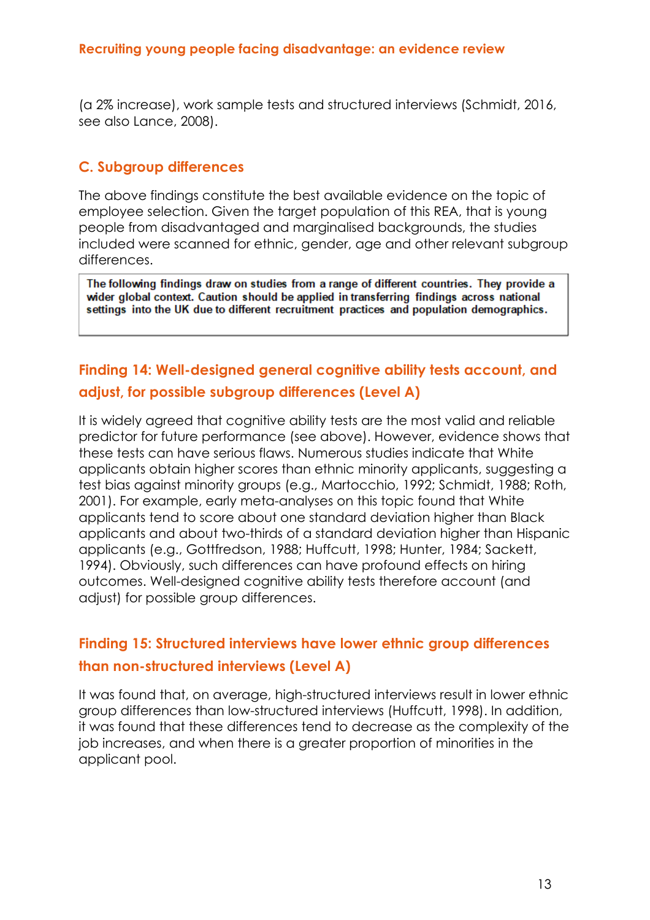(a 2% increase), work sample tests and structured interviews (Schmidt, 2016, see also Lance, 2008).

## C. Subgroup differences

The above findings constitute the best available evidence on the topic of employee selection. Given the target population of this REA, that is young people from disadvantaged and marginalised backgrounds, the studies included were scanned for ethnic, gender, age and other relevant subgroup differences.

**The following findings draw on studies from a range of different countries. They provide a wider global context. Caution should be applied in transferring findings across national settings into the UK due to different recruitment practices and population demographics.**

### Finding 14: Well-designed general cognitive ability tests account, and adjust, for possible subgroup differences (Level A)

It is widely agreed that cognitive ability tests are the most valid and reliable predictor for future performance (see above). However, evidence shows that these tests can have serious flaws. Numerous studies indicate that White applicants obtain higher scores than ethnic minority applicants, suggesting a test bias against minority groups (e.g., Martocchio, 1992; Schmidt, 1988; Roth, 2001). For example, early meta-analyses on this topic found that White applicants tend to score about one standard deviation higher than Black applicants and about two-thirds of a standard deviation higher than Hispanic applicants (e.g., Gottfredson, 1988; Huffcutt, 1998; Hunter, 1984; Sackett, 1994). Obviously, such differences can have profound effects on hiring outcomes. Well-designed cognitive ability tests therefore account (and adjust) for possible group differences.

### Finding 15: Structured interviews have lower ethnic group differences than non-structured interviews (Level A)

It was found that, on average, high-structured interviews result in lower ethnic group differences than low-structured interviews (Huffcutt, 1998). In addition, it was found that these differences tend to decrease as the complexity of the job increases, and when there is a greater proportion of minorities in the applicant pool.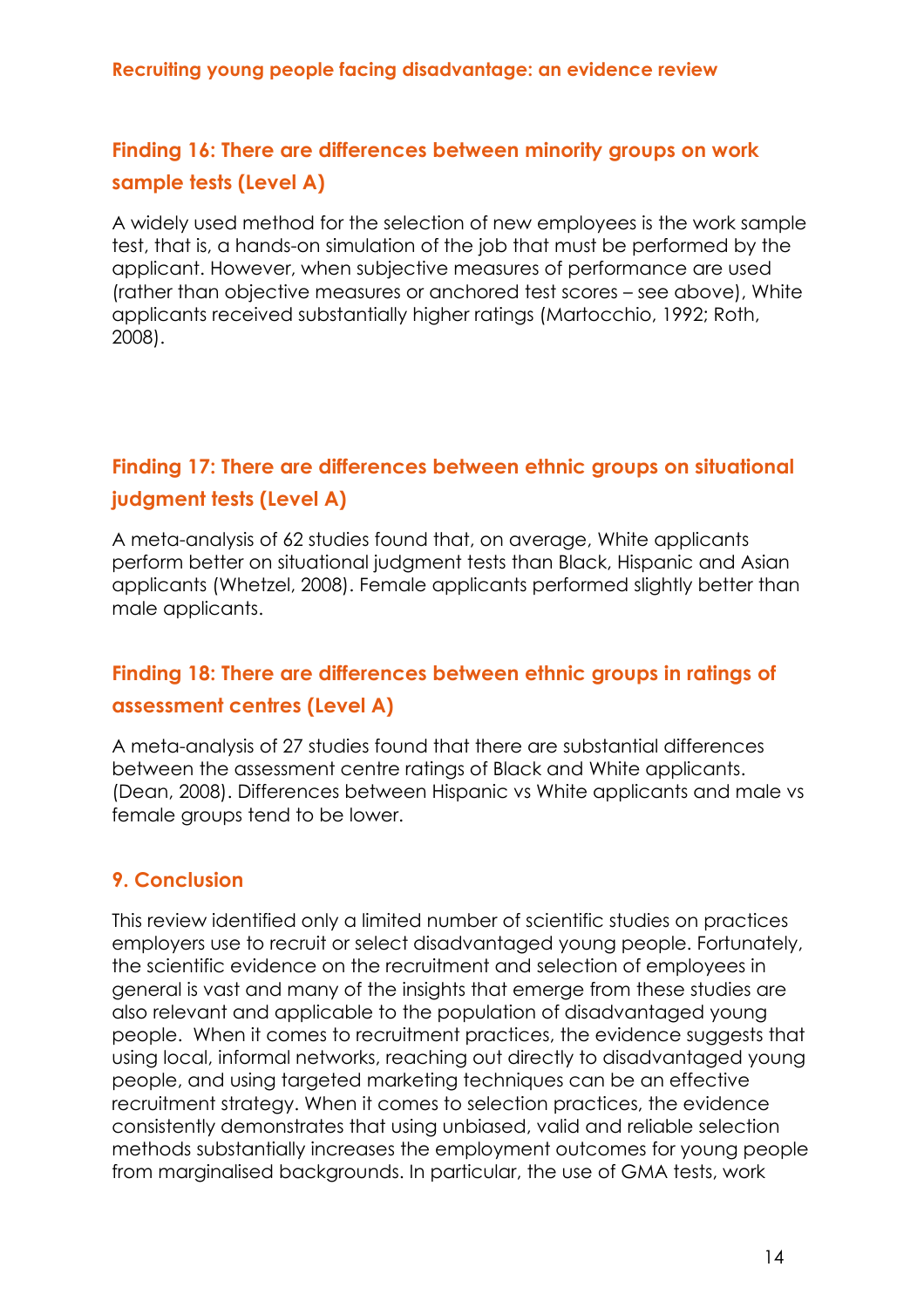### Finding 16: There are differences between minority groups on work sample tests (Level A)

A widely used method for the selection of new employees is the work sample test, that is, a hands-on simulation of the job that must be performed by the applicant. However, when subjective measures of performance are used (rather than objective measures or anchored test scores – see above), White applicants received substantially higher ratings (Martocchio, 1992; Roth, 2008).

### Finding 17: There are differences between ethnic groups on situational judgment tests (Level A)

A meta-analysis of 62 studies found that, on average, White applicants perform better on situational judgment tests than Black, Hispanic and Asian applicants (Whetzel, 2008). Female applicants performed slightly better than male applicants.

### Finding 18: There are differences between ethnic groups in ratings of assessment centres (Level A)

A meta-analysis of 27 studies found that there are substantial differences between the assessment centre ratings of Black and White applicants. (Dean, 2008). Differences between Hispanic vs White applicants and male vs female groups tend to be lower.

## 9. Conclusion

This review identified only a limited number of scientific studies on practices employers use to recruit or select disadvantaged young people. Fortunately, the scientific evidence on the recruitment and selection of employees in general is vast and many of the insights that emerge from these studies are also relevant and applicable to the population of disadvantaged young people. When it comes to recruitment practices, the evidence suggests that using local, informal networks, reaching out directly to disadvantaged young people, and using targeted marketing techniques can be an effective recruitment strategy. When it comes to selection practices, the evidence consistently demonstrates that using unbiased, valid and reliable selection methods substantially increases the employment outcomes for young people from marginalised backgrounds. In particular, the use of GMA tests, work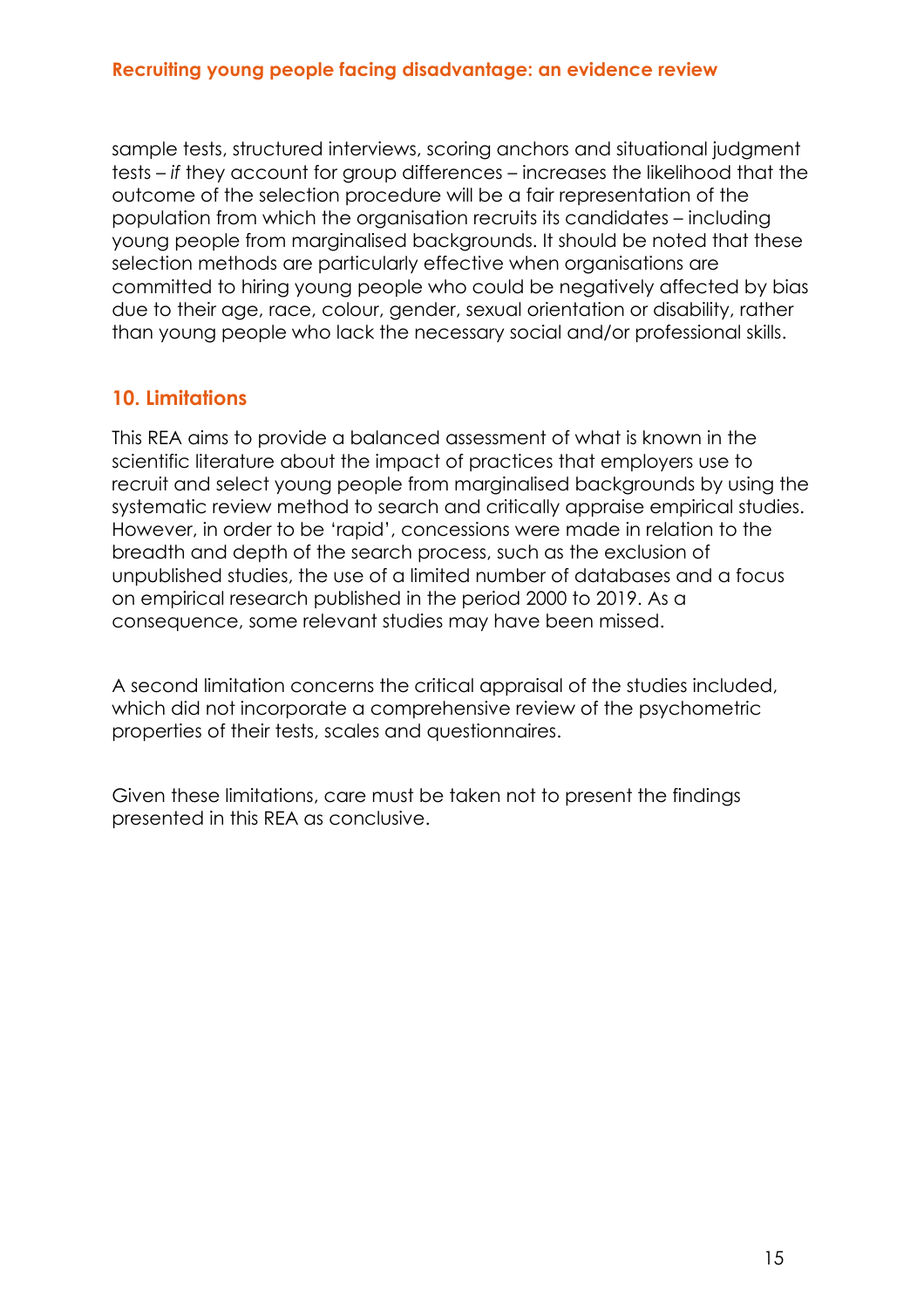sample tests, structured interviews, scoring anchors and situational judgment tests – *if* they account for group differences – increases the likelihood that the outcome of the selection procedure will be a fair representation of the population from which the organisation recruits its candidates – including young people from marginalised backgrounds. It should be noted that these selection methods are particularly effective when organisations are committed to hiring young people who could be negatively affected by bias due to their age, race, colour, gender, sexual orientation or disability, rather than young people who lack the necessary social and/or professional skills.

## 10. Limitations

This REA aims to provide a balanced assessment of what is known in the scientific literature about the impact of practices that employers use to recruit and select young people from marginalised backgrounds by using the systematic review method to search and critically appraise empirical studies. However, in order to be 'rapid', concessions were made in relation to the breadth and depth of the search process, such as the exclusion of unpublished studies, the use of a limited number of databases and a focus on empirical research published in the period 2000 to 2019. As a consequence, some relevant studies may have been missed.

A second limitation concerns the critical appraisal of the studies included, which did not incorporate a comprehensive review of the psychometric properties of their tests, scales and questionnaires.

Given these limitations, care must be taken not to present the findings presented in this REA as conclusive.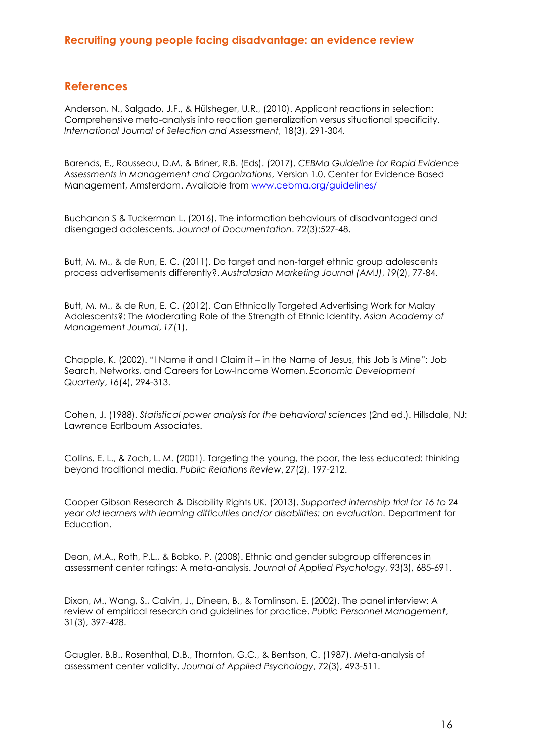## References

Anderson, N., Salgado, J.F., & Hülsheger, U.R., (2010). Applicant reactions in selection: Comprehensive meta-analysis into reaction generalization versus situational specificity. *International Journal of Selection and Assessment*, 18(3), 291-304.

Barends, E., Rousseau, D.M. & Briner, R.B. (Eds). (2017). *CEBMa Guideline for Rapid Evidence Assessments in Management and Organizations*, Version 1.0. Center for Evidence Based Management, Amsterdam. Available from [www.cebma.org/guidelines/](www.cebma.org/guidelines/)

Buchanan S & Tuckerman L. (2016). The information behaviours of disadvantaged and disengaged adolescents. *Journal of Documentation*. 72(3):527-48.

Butt, M. M., & de Run, E. C. (2011). Do target and non-target ethnic group adolescents process advertisements differently?. *Australasian Marketing Journal (AMJ)*, *19*(2), 77-84.

Butt, M. M., & de Run, E. C. (2012). Can Ethnically Targeted Advertising Work for Malay Adolescents?: The Moderating Role of the Strength of Ethnic Identity. *Asian Academy of Management Journal*, *17*(1).

Chapple, K. (2002). "I Name it and I Claim it – in the Name of Jesus, this Job is Mine": Job Search, Networks, and Careers for Low-Income Women. *Economic Development Quarterly*, *16*(4), 294-313.

Cohen, J. (1988). *Statistical power analysis for the behavioral sciences* (2nd ed.). Hillsdale, NJ: Lawrence Earlbaum Associates.

Collins, E. L., & Zoch, L. M. (2001). Targeting the young, the poor, the less educated: thinking beyond traditional media. *Public Relations Review*, *27*(2), 197-212.

Cooper Gibson Research & Disability Rights UK. (2013). *Supported internship trial for 16 to 24 year old learners with learning difficulties and/or disabilities: an evaluation.* Department for Education.

Dean, M.A., Roth, P.L., & Bobko, P. (2008). Ethnic and gender subgroup differences in assessment center ratings: A meta-analysis. *Journal of Applied Psychology*, 93(3), 685-691.

Dixon, M., Wang, S., Calvin, J., Dineen, B., & Tomlinson, E. (2002). The panel interview: A review of empirical research and guidelines for practice. *Public Personnel Management*, 31(3), 397-428.

Gaugler, B.B., Rosenthal, D.B., Thornton, G.C., & Bentson, C. (1987). Meta-analysis of assessment center validity. *Journal of Applied Psychology*, 72(3), 493-511.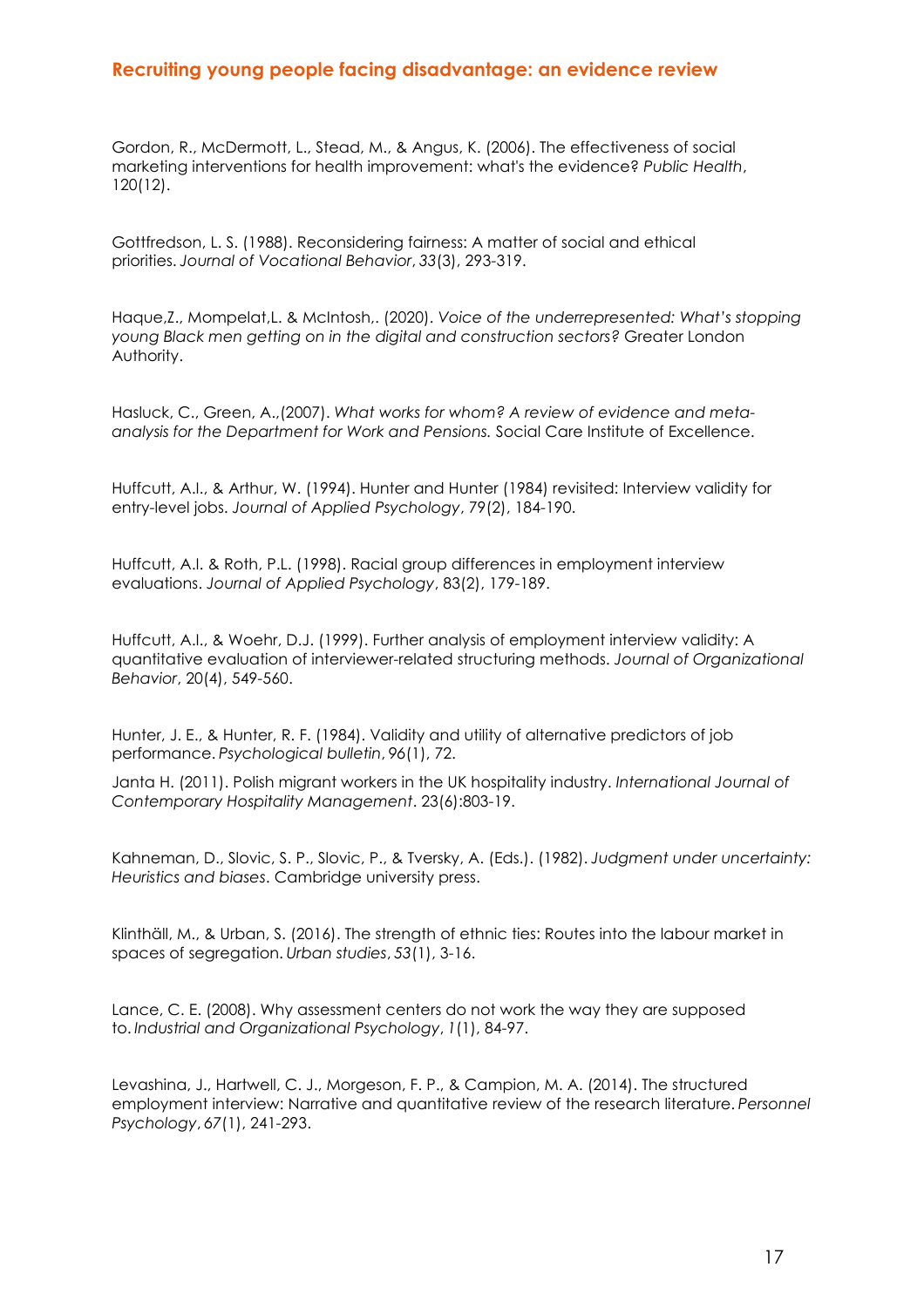Gordon, R., McDermott, L., Stead, M., & Angus, K. (2006). The effectiveness of social marketing interventions for health improvement: what's the evidence? *Public Health*, 120(12).

Gottfredson, L. S. (1988). Reconsidering fairness: A matter of social and ethical priorities. *Journal of Vocational Behavior*, *33*(3), 293-319.

Haque,Z., Mompelat,L. & McIntosh,. (2020). *Voice of the underrepresented: What's stopping young Black men getting on in the digital and construction sectors?* Greater London Authority.

Hasluck, C., Green, A.,(2007). *What works for whom? A review of evidence and meta-analysis for the Department for Work and Pensions.* Social Care Institute of Excellence.

Huffcutt, A.I., & Arthur, W. (1994). Hunter and Hunter (1984) revisited: Interview validity for entry-level jobs. *Journal of Applied Psychology*, *79*(2), 184-190.

Huffcutt, A.I. & Roth, P.L. (1998). Racial group differences in employment interview evaluations. *Journal of Applied Psychology*, 83(2), 179-189.

Huffcutt, A.I., & Woehr, D.J. (1999). Further analysis of employment interview validity: A quantitative evaluation of interviewer-related structuring methods. *Journal of Organizational Behavior*, 20(4), 549-560.

Hunter, J. E., & Hunter, R. F. (1984). Validity and utility of alternative predictors of job performance. *Psychological bulletin*, *96*(1), 72.

Janta H. (2011). Polish migrant workers in the UK hospitality industry. *International Journal of Contemporary Hospitality Management*. 23(6):803-19.

Kahneman, D., Slovic, S. P., Slovic, P., & Tversky, A. (Eds.). (1982). *Judgment under uncertainty: Heuristics and biases*. Cambridge university press.

Klinthäll, M., & Urban, S. (2016). The strength of ethnic ties: Routes into the labour market in spaces of segregation. *Urban studies*, *53*(1), 3-16.

Lance, C. E. (2008). Why assessment centers do not work the way they are supposed to. *Industrial and Organizational Psychology*, *1*(1), 84-97.

Levashina, J., Hartwell, C. J., Morgeson, F. P., & Campion, M. A. (2014). The structured employment interview: Narrative and quantitative review of the research literature. *Personnel Psychology*, *67*(1), 241-293.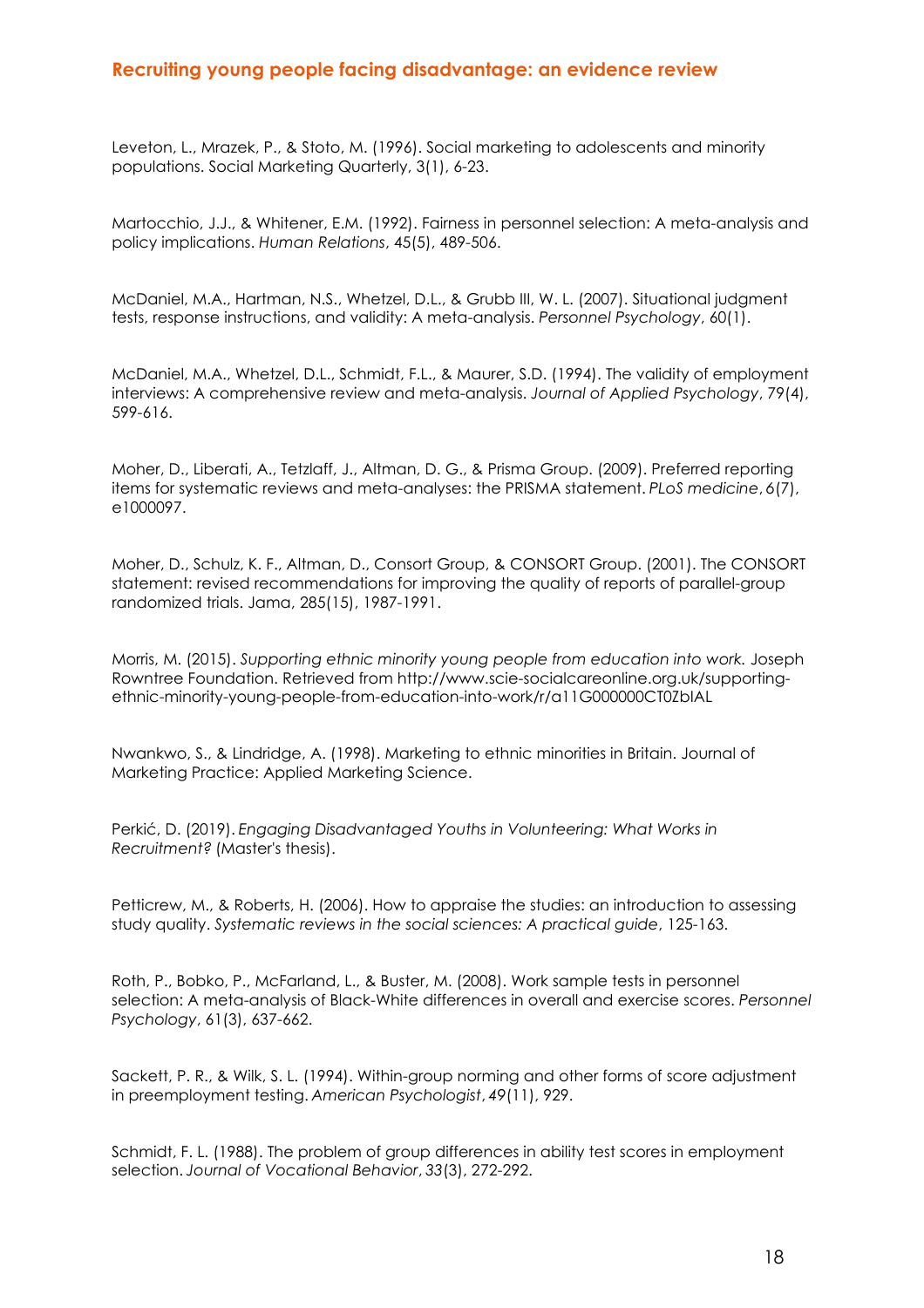Leveton, L., Mrazek, P., & Stoto, M. (1996). Social marketing to adolescents and minority populations. Social Marketing Quarterly, 3(1), 6-23.

Martocchio, J.J., & Whitener, E.M. (1992). Fairness in personnel selection: A meta-analysis and policy implications. *Human Relations*, 45(5), 489-506.

McDaniel, M.A., Hartman, N.S., Whetzel, D.L., & Grubb III, W. L. (2007). Situational judgment tests, response instructions, and validity: A meta-analysis. *Personnel Psychology*, 60(1).

McDaniel, M.A., Whetzel, D.L., Schmidt, F.L., & Maurer, S.D. (1994). The validity of employment interviews: A comprehensive review and meta-analysis. *Journal of Applied Psychology*, 79(4), 599-616.

Moher, D., Liberati, A., Tetzlaff, J., Altman, D. G., & Prisma Group. (2009). Preferred reporting items for systematic reviews and meta-analyses: the PRISMA statement. *PLoS medicine*, 6(7), e1000097.

Moher, D., Schulz, K. F., Altman, D., Consort Group, & CONSORT Group. (2001). The CONSORT statement: revised recommendations for improving the quality of reports of parallel-group randomized trials. Jama, 285(15), 1987-1991.

Morris, M. (2015). *Supporting ethnic minority young people from education into work.* Joseph Rowntree Foundation. Retrieved from http://www.scie-socialcareonline.org.uk/supporting-ethnic-minority-young-people-from-education-into-work/r/a11G000000CT0ZbIAL

Nwankwo, S., & Lindridge, A. (1998). Marketing to ethnic minorities in Britain. Journal of Marketing Practice: Applied Marketing Science.

Perkić, D. (2019). *Engaging Disadvantaged Youths in Volunteering: What Works in Recruitment?* (Master's thesis).

Petticrew, M., & Roberts, H. (2006). How to appraise the studies: an introduction to assessing study quality. *Systematic reviews in the social sciences: A practical guide*, 125-163.

Roth, P., Bobko, P., McFarland, L., & Buster, M. (2008). Work sample tests in personnel selection: A meta-analysis of Black-White differences in overall and exercise scores. *Personnel Psychology*, 61(3), 637-662.

Sackett, P. R., & Wilk, S. L. (1994). Within-group norming and other forms of score adjustment in preemployment testing. *American Psychologist*, *49*(11), 929.

Schmidt, F. L. (1988). The problem of group differences in ability test scores in employment selection. *Journal of Vocational Behavior*, *33*(3), 272-292.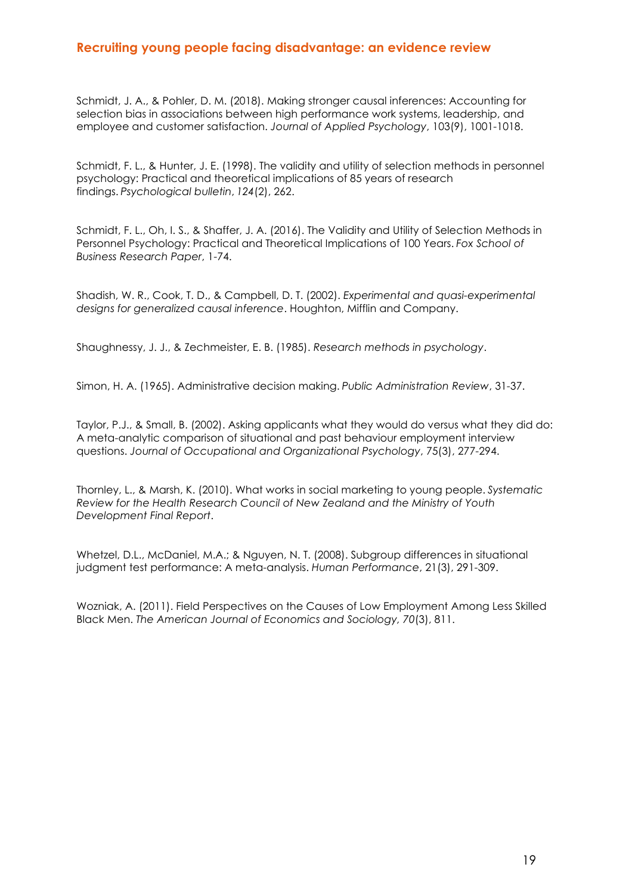Schmidt, J. A., & Pohler, D. M. (2018). Making stronger causal inferences: Accounting for selection bias in associations between high performance work systems, leadership, and employee and customer satisfaction. *Journal of Applied Psychology*, 103(9), 1001-1018.

Schmidt, F. L., & Hunter, J. E. (1998). The validity and utility of selection methods in personnel psychology: Practical and theoretical implications of 85 years of research findings. *Psychological bulletin*, *124*(2), 262.

Schmidt, F. L., Oh, I. S., & Shaffer, J. A. (2016). The Validity and Utility of Selection Methods in Personnel Psychology: Practical and Theoretical Implications of 100 Years. *Fox School of Business Research Paper*, 1-74.

Shadish, W. R., Cook, T. D., & Campbell, D. T. (2002). *Experimental and quasi-experimental designs for generalized causal inference*. Houghton, Mifflin and Company.

Shaughnessy, J. J., & Zechmeister, E. B. (1985). *Research methods in psychology*.

Simon, H. A. (1965). Administrative decision making. *Public Administration Review*, 31-37.

Taylor, P.J., & Small, B. (2002). Asking applicants what they would do versus what they did do: A meta-analytic comparison of situational and past behaviour employment interview questions. *Journal of Occupational and Organizational Psychology*, 75(3), 277-294.

Thornley, L., & Marsh, K. (2010). What works in social marketing to young people. *Systematic Review for the Health Research Council of New Zealand and the Ministry of Youth Development Final Report*.

Whetzel, D.L., McDaniel, M.A.; & Nguyen, N. T. (2008). Subgroup differences in situational judgment test performance: A meta-analysis. *Human Performance*, 21(3), 291-309.

Wozniak, A. (2011). Field Perspectives on the Causes of Low Employment Among Less Skilled Black Men. *The American Journal of Economics and Sociology, 70*(3), 811.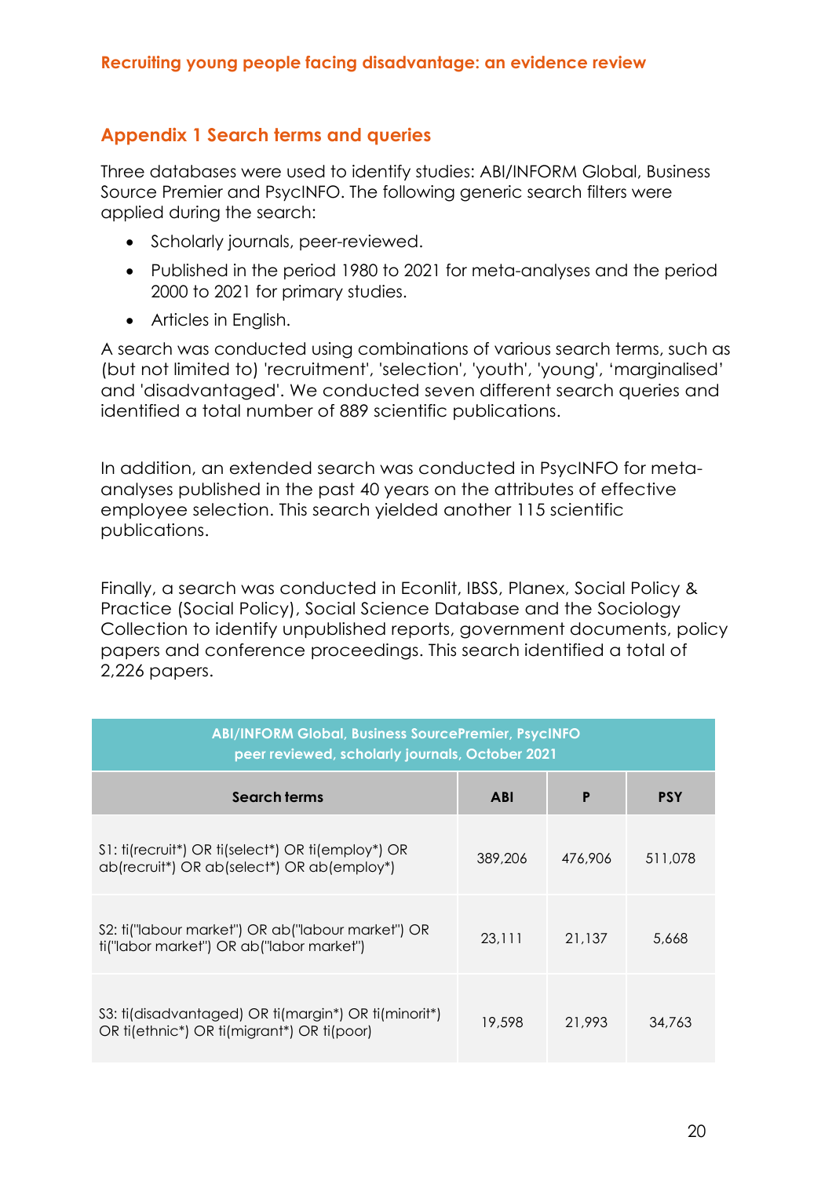## Appendix 1 Search terms and queries

Three databases were used to identify studies: ABI/INFORM Global, Business Source Premier and PsycINFO. The following generic search filters were applied during the search:

- Scholarly journals, peer-reviewed.
- Published in the period 1980 to 2021 for meta-analyses and the period 2000 to 2021 for primary studies.
- Articles in English.

A search was conducted using combinations of various search terms, such as (but not limited to) 'recruitment', 'selection', 'youth', 'young', 'marginalised' and 'disadvantaged'. We conducted seven different search queries and identified a total number of 889 scientific publications.

In addition, an extended search was conducted in PsycINFO for meta-analyses published in the past 40 years on the attributes of effective employee selection. This search yielded another 115 scientific publications.

Finally, a search was conducted in Econlit, IBSS, Planex, Social Policy & Practice (Social Policy), Social Science Database and the Sociology Collection to identify unpublished reports, government documents, policy papers and conference proceedings. This search identified a total of 2,226 papers.

| ABI/INFORM Global, Business SourcePremier, PsycINFO peer reviewed, scholarly journals, October 2021 | | | |
|---|---|---|---|
| **Search terms** | **ABI** | **P** | **PSY** |
| S1: ti(recruit*) OR ti(select*) OR ti(employ*) OR ab(recruit*) OR ab(select*) OR ab(employ*) | 389,206 | 476,906 | 511,078 |
| S2: ti("labour market") OR ab("labour market") OR ti("labor market") OR ab("labor market") | 23,111 | 21,137 | 5,668 |
| S3: ti(disadvantaged) OR ti(margin*) OR ti(minorit*) OR ti(ethnic*) OR ti(migrant*) OR ti(poor) | 19,598 | 21,993 | 34,763 |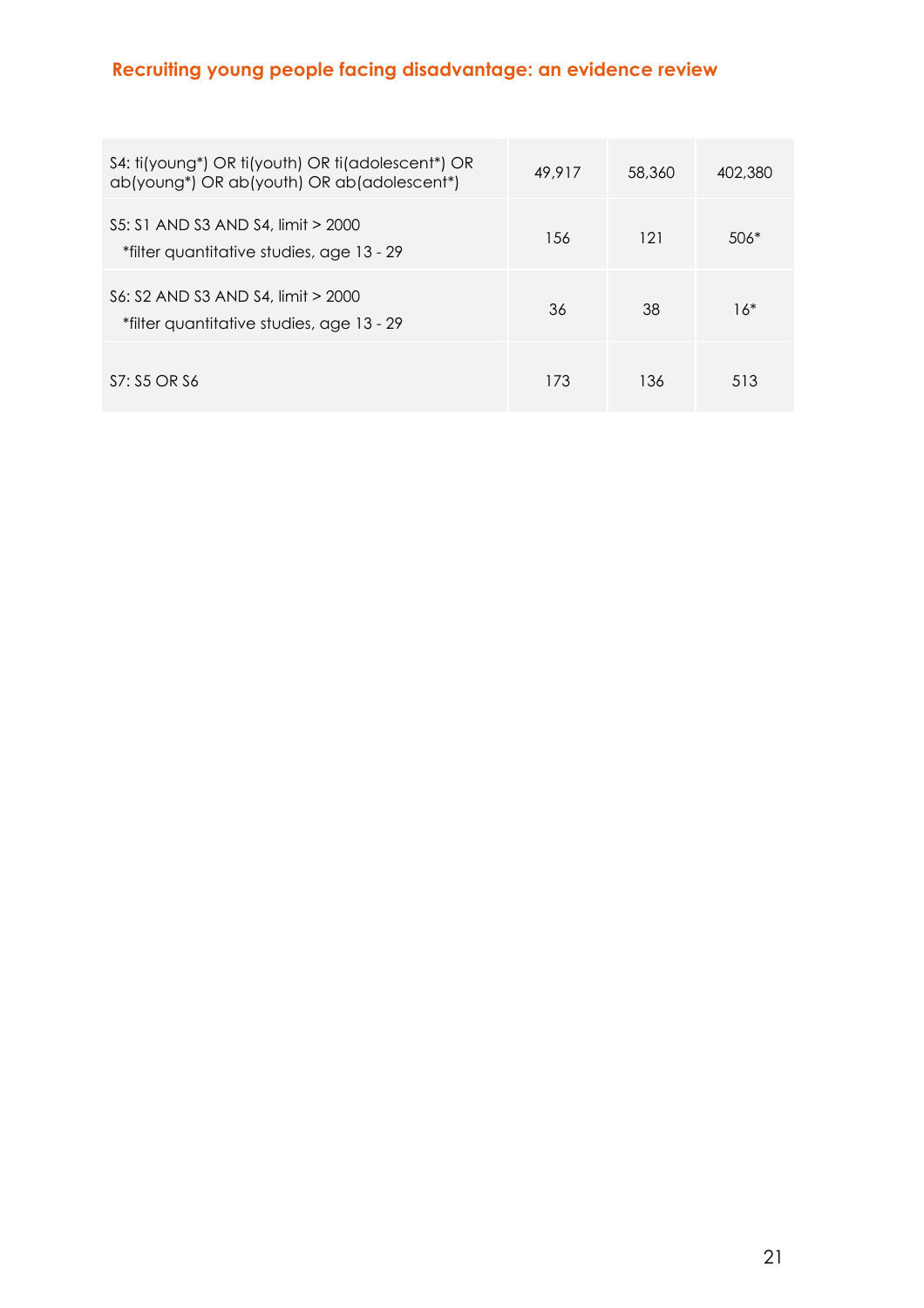| | | | |
|---|---|---|---|
| S4: ti(young*) OR ti(youth) OR ti(adolescent*) OR ab(young*) OR ab(youth) OR ab(adolescent*) | 49,917 | 58,360 | 402,380 |
| S5: S1 AND S3 AND S4, limit > 2000 *filter quantitative studies, age 13 - 29 | 156 | 121 | 506* |
| S6: S2 AND S3 AND S4, limit > 2000 *filter quantitative studies, age 13 - 29 | 36 | 38 | 16* |
| S7: S5 OR S6 | 173 | 136 | 513 |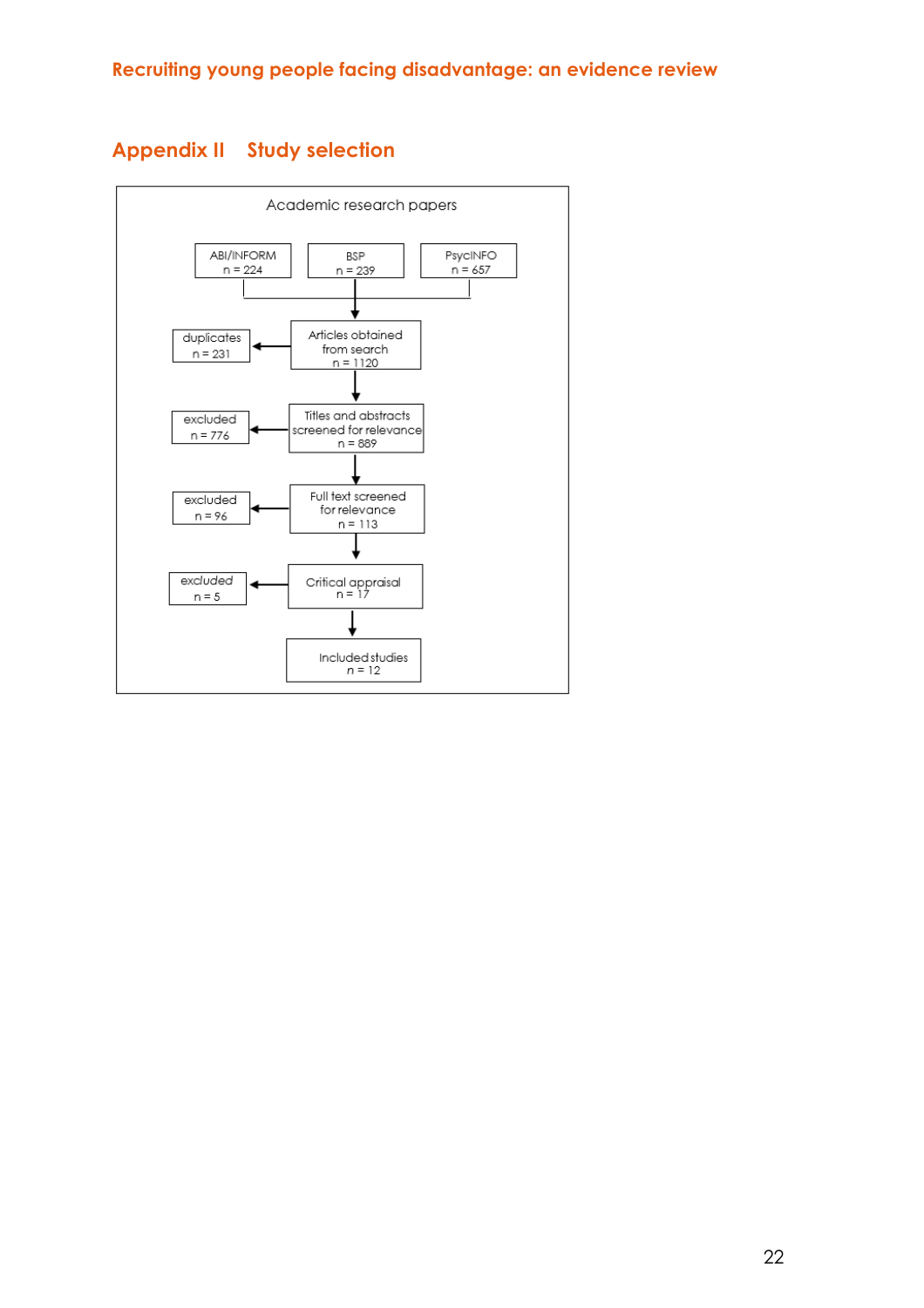## Appendix II  Study selection

Academic research papers

ABI/INFORM
n = 224

BSP
n = 239

PsycINFO
n = 657

duplicates
n = 231

Articles obtained from search
n = 1120

excluded
n = 776

Titles and abstracts screened for relevance
n = 889

excluded
n = 96

Full text screened for relevance
n = 113

excluded
n = 5

Critical appraisal
n = 17

Included studies
n = 12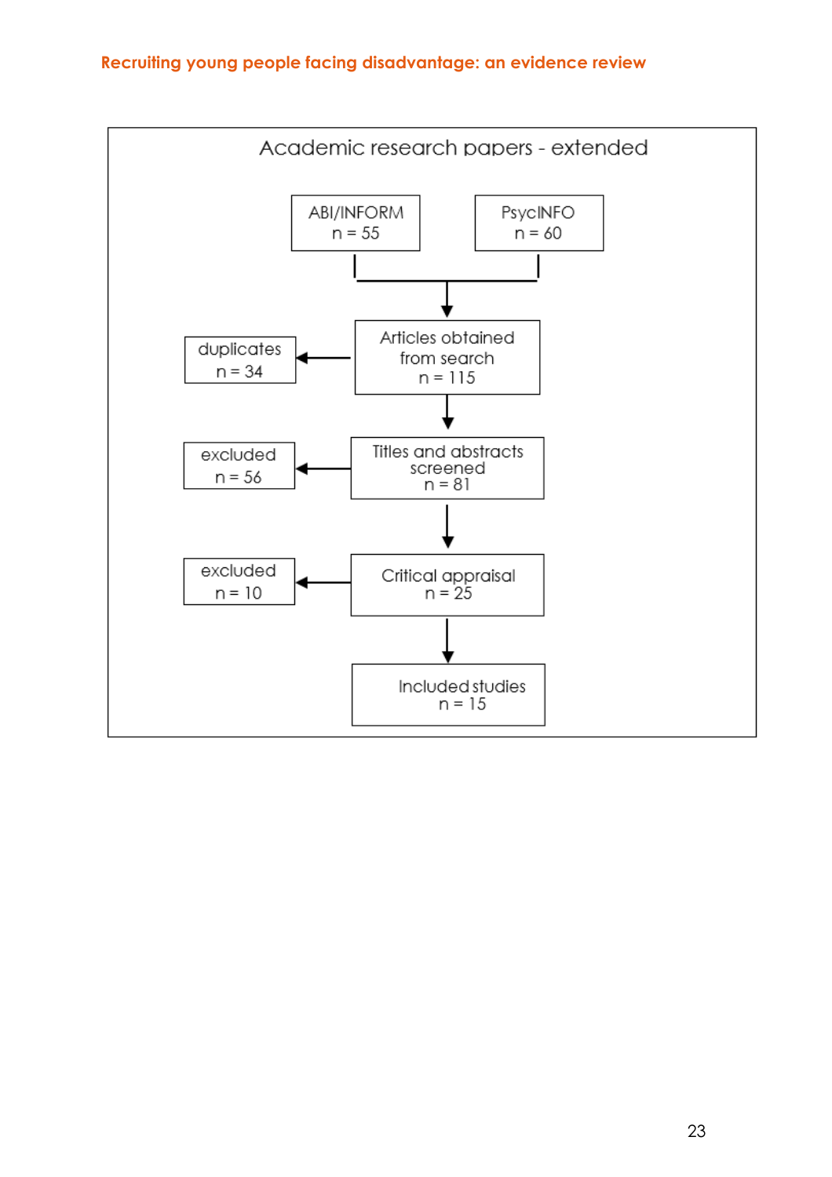Academic research papers - extended

ABI/INFORM
n = 55

PsycINFO
n = 60

Articles obtained from search
n = 115

duplicates
n = 34

Titles and abstracts screened
n = 81

excluded
n = 56

Critical appraisal
n = 25

excluded
n = 10

Included studies
n = 15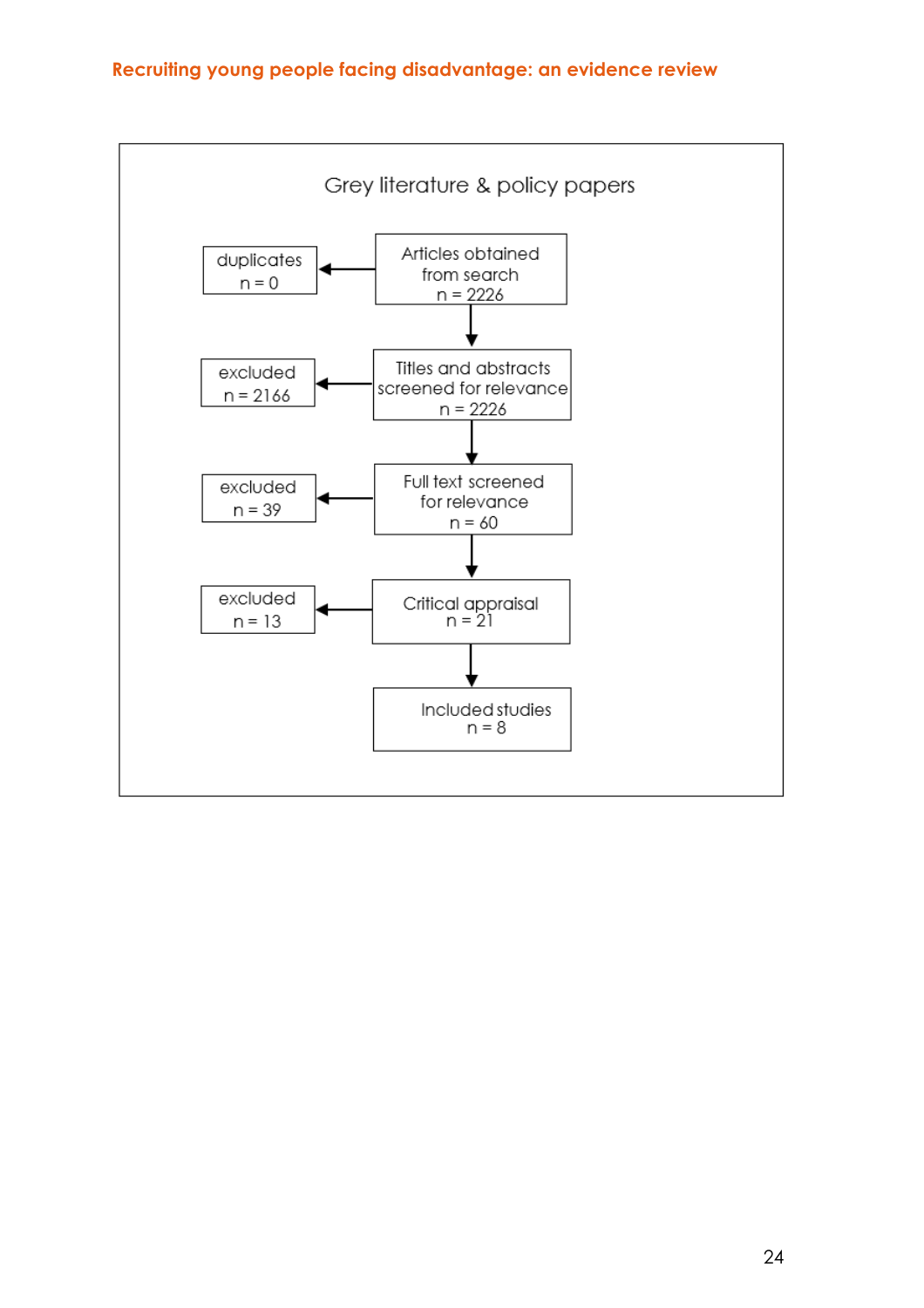Grey literature & policy papers

Articles obtained from search
n = 2226

duplicates
n = 0

Titles and abstracts screened for relevance
n = 2226

excluded
n = 2166

Full text screened for relevance
n = 60

excluded
n = 39

Critical appraisal
n = 21

excluded
n = 13

Included studies
n = 8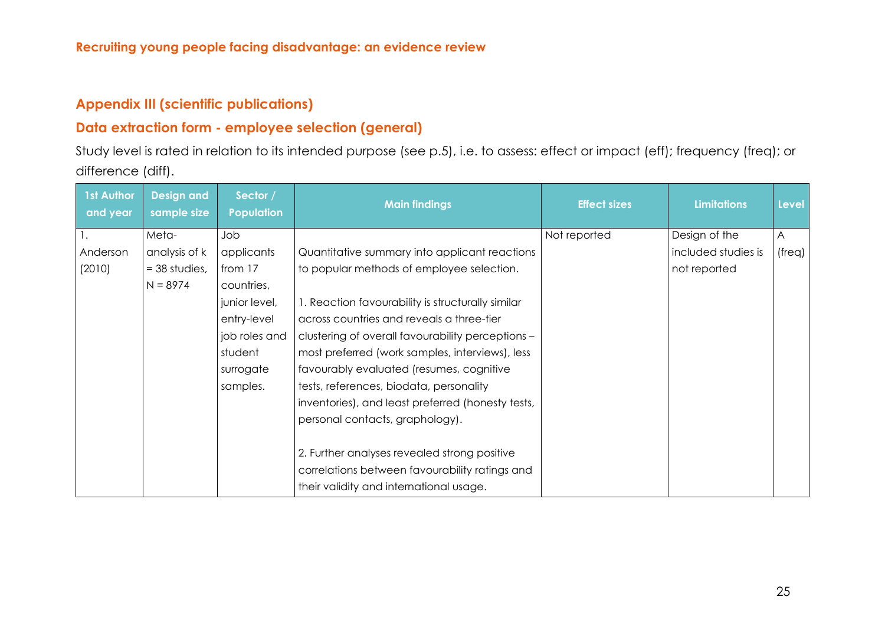## Appendix III (scientific publications)

## Data extraction form - employee selection (general)

Study level is rated in relation to its intended purpose (see p.5), i.e. to assess: effect or impact (eff); frequency (freq); or difference (diff).

| 1st Author and year | Design and sample size | Sector / Population | Main findings | Effect sizes | Limitations | Level |
|---|---|---|---|---|---|---|
| 1. Anderson (2010) | Meta-analysis of k = 38 studies, N = 8974 | Job applicants from 17 countries, junior level, entry-level job roles and student surrogate samples. | Quantitative summary into applicant reactions to popular methods of employee selection.<br><br>1. Reaction favourability is structurally similar across countries and reveals a three-tier clustering of overall favourability perceptions – most preferred (work samples, interviews), less favourably evaluated (resumes, cognitive tests, references, biodata, personality inventories), and least preferred (honesty tests, personal contacts, graphology).<br><br>2. Further analyses revealed strong positive correlations between favourability ratings and their validity and international usage. | Not reported | Design of the included studies is not reported | A (freq) |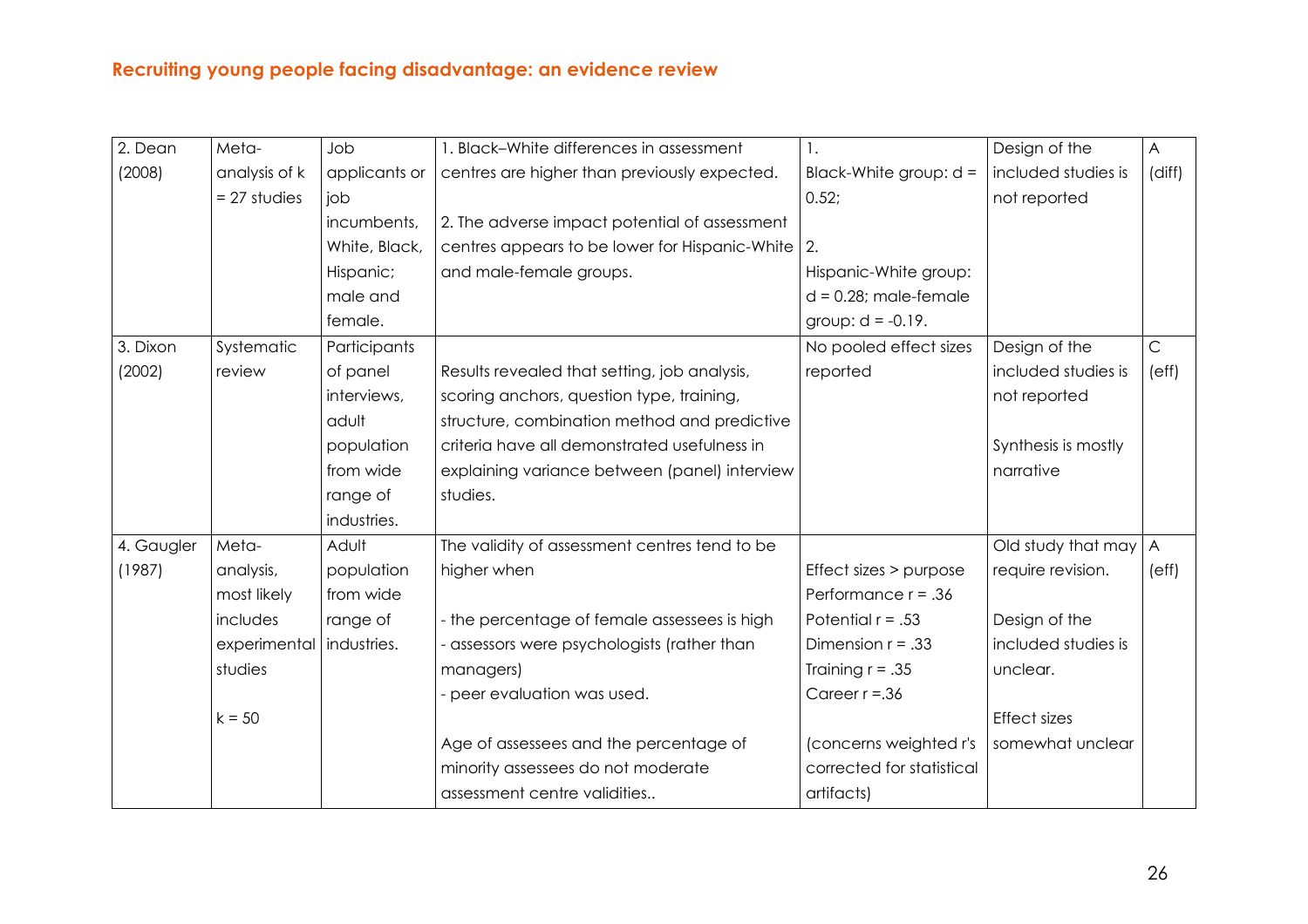| 2. Dean (2008) | Meta-analysis of k = 27 studies | Job applicants or job incumbents, White, Black, Hispanic; male and female. | 1. Black–White differences in assessment centres are higher than previously expected.<br><br>2. The adverse impact potential of assessment centres appears to be lower for Hispanic-White and male-female groups. | 1.<br>Black-White group: d = 0.52;<br><br>2.<br>Hispanic-White group: d = 0.28; male-female group: d = -0.19. | Design of the included studies is not reported | A (diff) |
|---|---|---|---|---|---|---|
| 3. Dixon (2002) | Systematic review | Participants of panel interviews, adult population from wide range of industries. | Results revealed that setting, job analysis, scoring anchors, question type, training, structure, combination method and predictive criteria have all demonstrated usefulness in explaining variance between (panel) interview studies. | No pooled effect sizes reported | Design of the included studies is not reported<br><br>Synthesis is mostly narrative | C (eff) |
| 4. Gaugler (1987) | Meta-analysis, most likely includes experimental studies<br><br>k = 50 | Adult population from wide range of industries. | The validity of assessment centres tend to be higher when<br><br>- the percentage of female assessees is high<br>- assessors were psychologists (rather than managers)<br>- peer evaluation was used.<br><br>Age of assessees and the percentage of minority assessees do not moderate assessment centre validities.. | Effect sizes > purpose<br>Performance r = .36<br>Potential r = .53<br>Dimension r = .33<br>Training r = .35<br>Career r =.36<br><br>(concerns weighted r's corrected for statistical artifacts) | Old study that may require revision.<br><br>Design of the included studies is unclear.<br><br>Effect sizes somewhat unclear | A (eff) |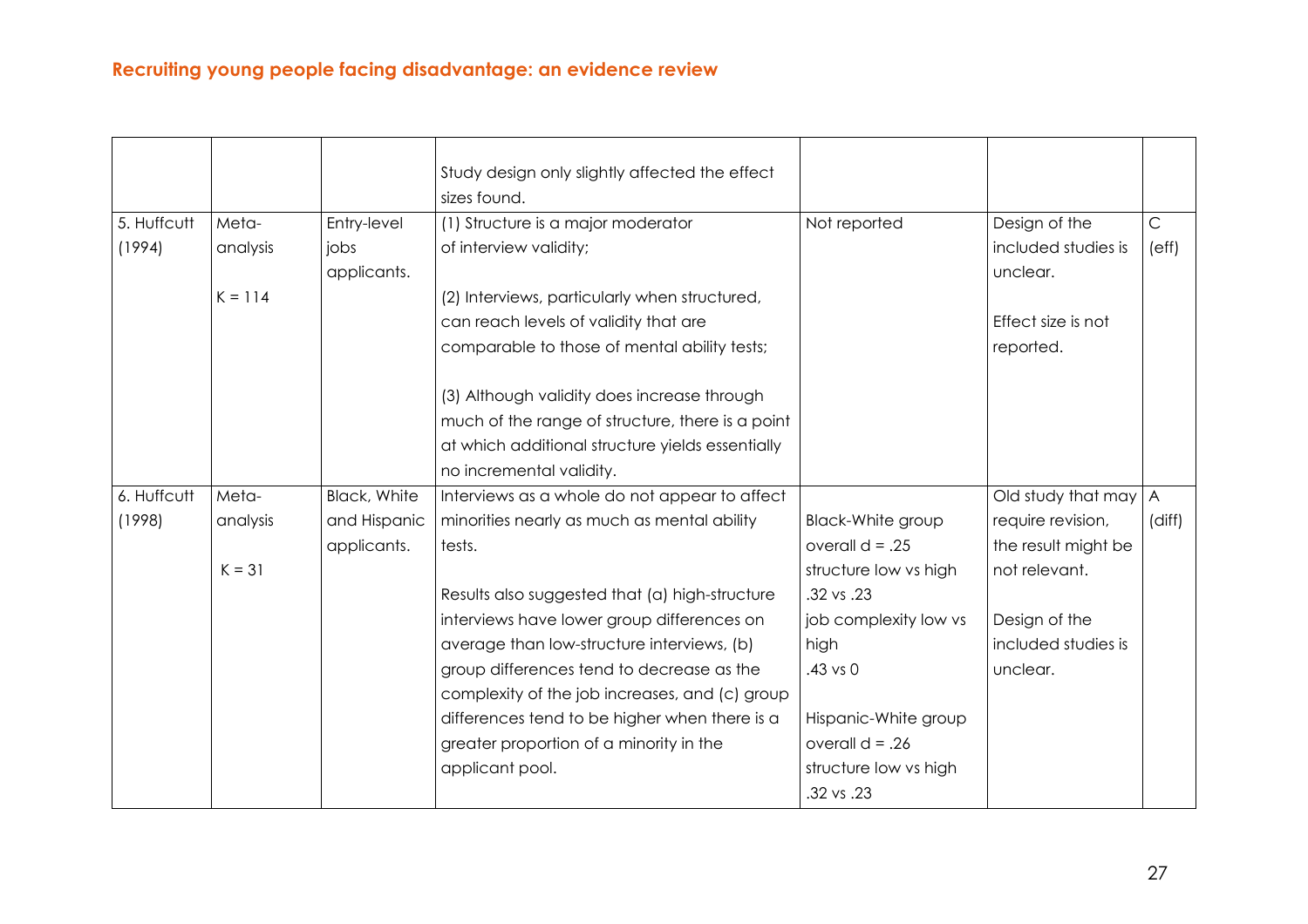| | | | | | | |
|---|---|---|---|---|---|---|
| | | | Study design only slightly affected the effect sizes found. | | | |
| 5. Huffcutt (1994) | Meta-analysis<br><br>K = 114 | Entry-level jobs applicants. | (1) Structure is a major moderator of interview validity;<br><br>(2) Interviews, particularly when structured, can reach levels of validity that are comparable to those of mental ability tests;<br><br>(3) Although validity does increase through much of the range of structure, there is a point at which additional structure yields essentially no incremental validity. | Not reported | Design of the included studies is unclear.<br><br>Effect size is not reported. | C (eff) |
| 6. Huffcutt (1998) | Meta-analysis<br><br>K = 31 | Black, White and Hispanic applicants. | Interviews as a whole do not appear to affect minorities nearly as much as mental ability tests.<br><br>Results also suggested that (a) high-structure interviews have lower group differences on average than low-structure interviews, (b) group differences tend to decrease as the complexity of the job increases, and (c) group differences tend to be higher when there is a greater proportion of a minority in the applicant pool. | Black-White group overall d = .25<br>structure low vs high .32 vs .23<br>job complexity low vs high .43 vs 0<br><br>Hispanic-White group overall d = .26<br>structure low vs high .32 vs .23 | Old study that may require revision, the result might be not relevant.<br><br>Design of the included studies is unclear. | A (diff) |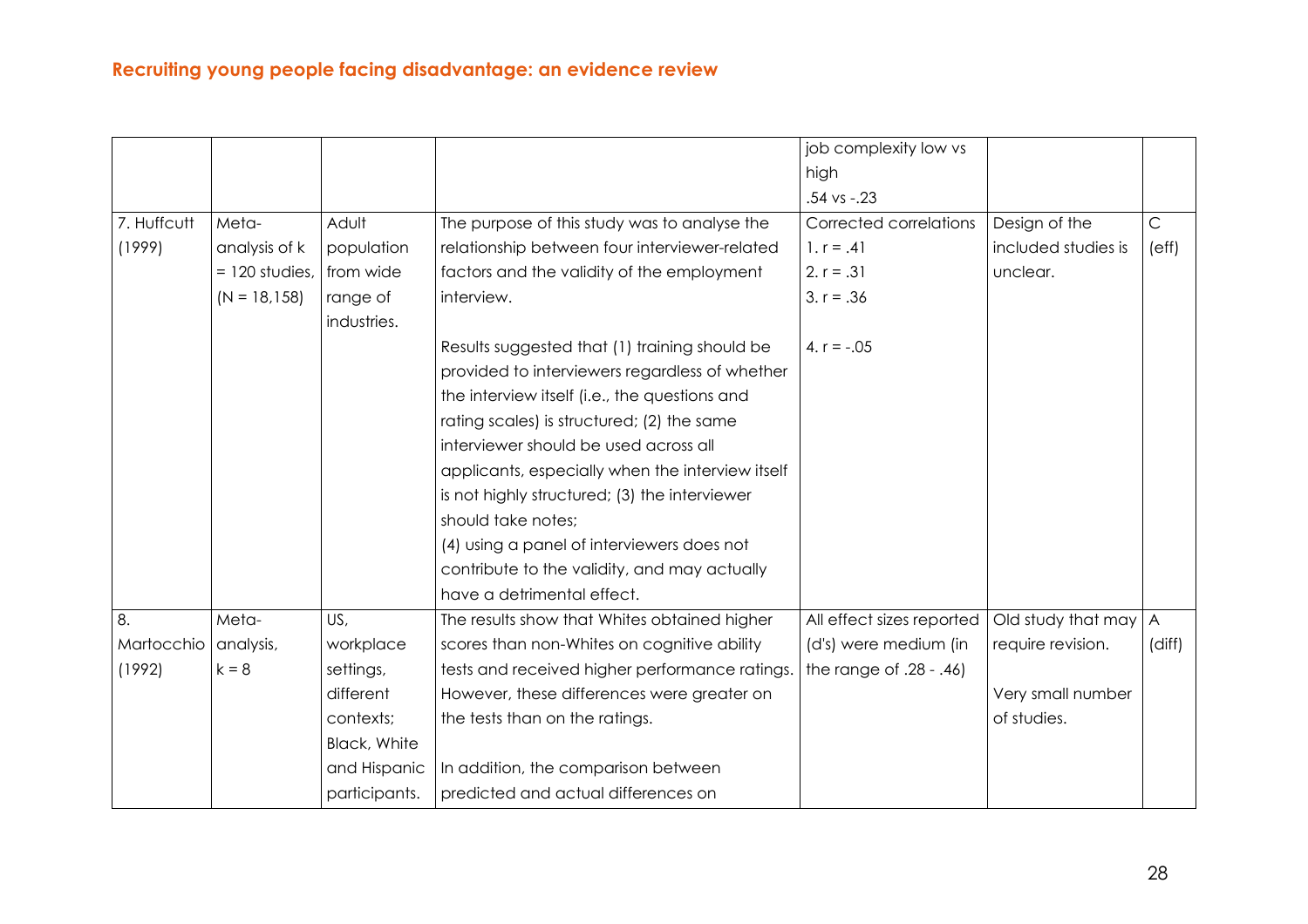| | | | | | | |
|---|---|---|---|---|---|---|
| | | | | job complexity low vs high<br>.54 vs -.23 | | |
| 7. Huffcutt (1999) | Meta-analysis of k = 120 studies, (N = 18,158) | Adult population from wide range of industries. | The purpose of this study was to analyse the relationship between four interviewer-related factors and the validity of the employment interview.<br><br>Results suggested that (1) training should be provided to interviewers regardless of whether the interview itself (i.e., the questions and rating scales) is structured; (2) the same interviewer should be used across all applicants, especially when the interview itself is not highly structured; (3) the interviewer should take notes;<br>(4) using a panel of interviewers does not contribute to the validity, and may actually have a detrimental effect. | Corrected correlations<br>1. r = .41<br>2. r = .31<br>3. r = .36<br><br>4. r = -.05 | Design of the included studies is unclear. | C (eff) |
| 8. Martocchio (1992) | Meta-analysis, k = 8 | US, workplace settings, different contexts; Black, White and Hispanic participants. | The results show that Whites obtained higher scores than non-Whites on cognitive ability tests and received higher performance ratings. However, these differences were greater on the tests than on the ratings.<br><br>In addition, the comparison between predicted and actual differences on | All effect sizes reported (d's) were medium (in the range of .28 - .46) | Old study that may require revision.<br><br>Very small number of studies. | A (diff) |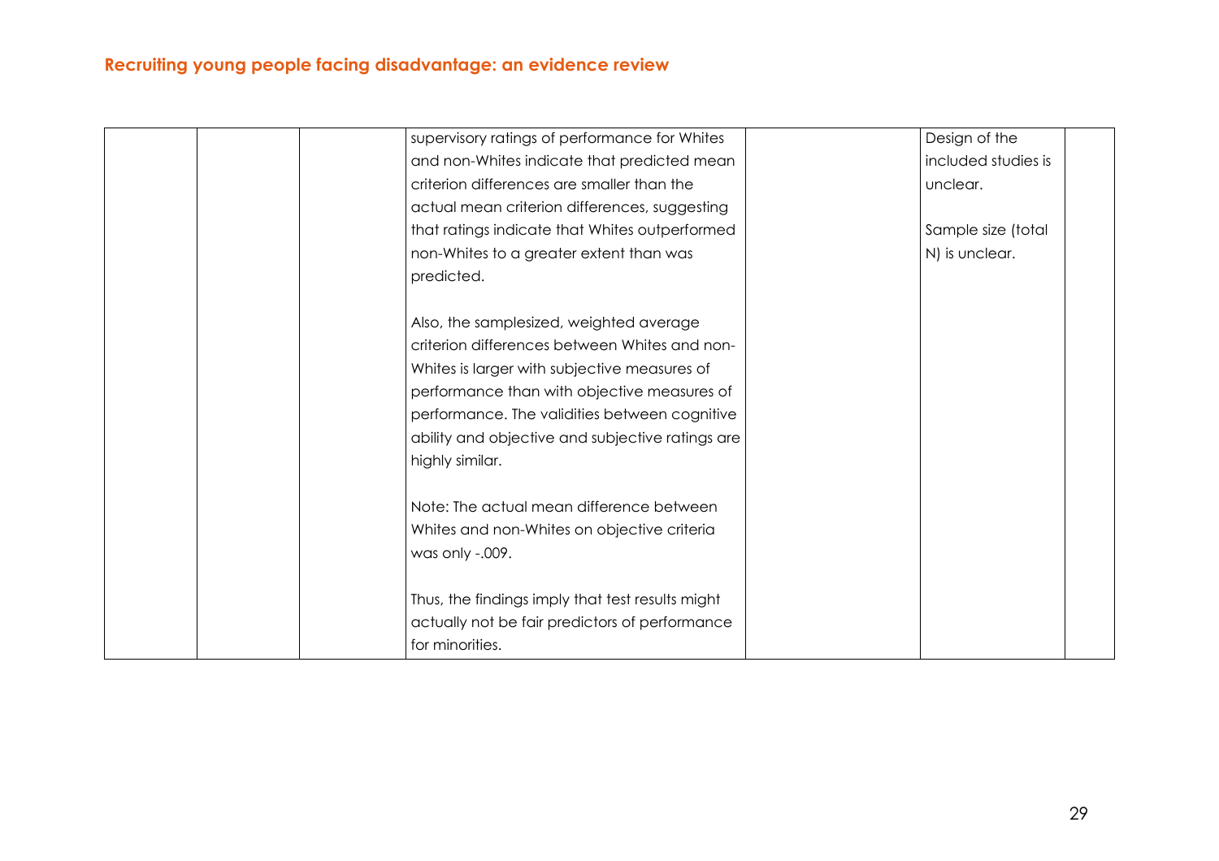| | | | | | | |
|---|---|---|---|---|---|---|
| | | | supervisory ratings of performance for Whites and non-Whites indicate that predicted mean criterion differences are smaller than the actual mean criterion differences, suggesting that ratings indicate that Whites outperformed non-Whites to a greater extent than was predicted.<br><br>Also, the samplesized, weighted average criterion differences between Whites and non-Whites is larger with subjective measures of performance than with objective measures of performance. The validities between cognitive ability and objective and subjective ratings are highly similar.<br><br>Note: The actual mean difference between Whites and non-Whites on objective criteria was only -.009.<br><br>Thus, the findings imply that test results might actually not be fair predictors of performance for minorities. | | Design of the included studies is unclear.<br><br>Sample size (total N) is unclear. | |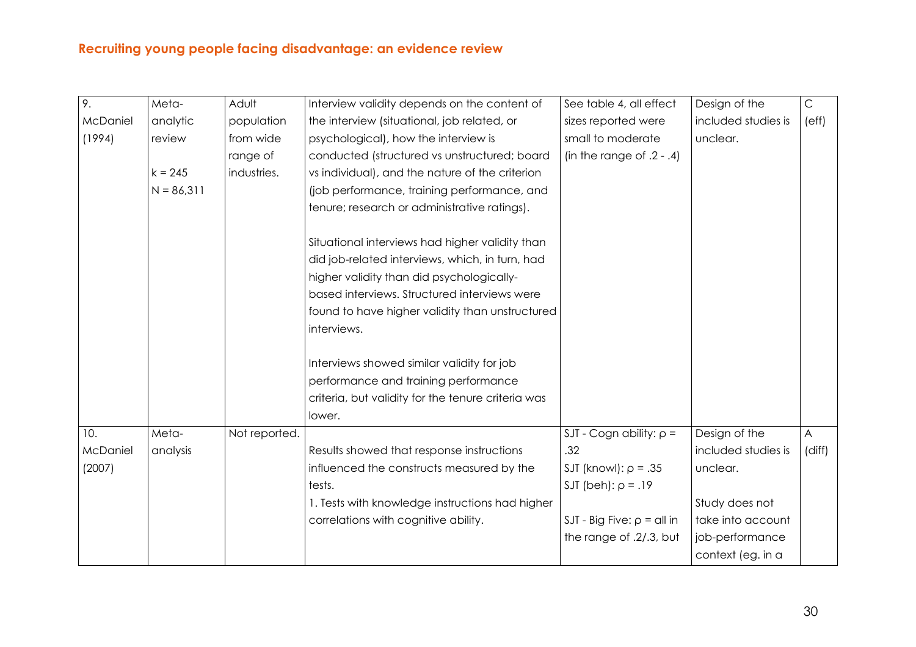| | | | | | | |
|---|---|---|---|---|---|---|
| 9. McDaniel (1994) | Meta-analytic review<br><br>k = 245<br>N = 86,311 | Adult population from wide range of industries. | Interview validity depends on the content of the interview (situational, job related, or psychological), how the interview is conducted (structured vs unstructured; board vs individual), and the nature of the criterion (job performance, training performance, and tenure; research or administrative ratings).<br><br>Situational interviews had higher validity than did job-related interviews, which, in turn, had higher validity than did psychologically-based interviews. Structured interviews were found to have higher validity than unstructured interviews.<br><br>Interviews showed similar validity for job performance and training performance criteria, but validity for the tenure criteria was lower. | See table 4, all effect sizes reported were small to moderate (in the range of .2 - .4) | Design of the included studies is unclear. | C (eff) |
| 10. McDaniel (2007) | Meta-analysis | Not reported. | Results showed that response instructions influenced the constructs measured by the tests.<br>1. Tests with knowledge instructions had higher correlations with cognitive ability. | SJT - Cogn ability: $\rho$ = .32<br>SJT (knowl): $\rho$ = .35<br>SJT (beh): $\rho$ = .19<br><br>SJT - Big Five: $\rho$ = all in the range of .2/.3, but | Design of the included studies is unclear.<br><br>Study does not take into account job-performance context (eg. in a | A (diff) |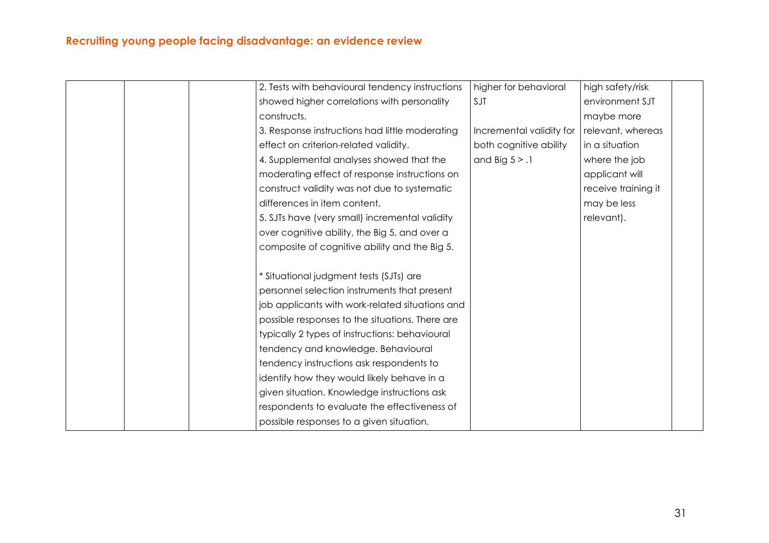| | | | | | | |
|---|---|---|---|---|---|---|
| | | | 2. Tests with behavioural tendency instructions showed higher correlations with personality constructs.<br>3. Response instructions had little moderating effect on criterion-related validity.<br>4. Supplemental analyses showed that the moderating effect of response instructions on construct validity was not due to systematic differences in item content.<br>5. SJTs have (very small) incremental validity over cognitive ability, the Big 5, and over a composite of cognitive ability and the Big 5.<br><br>* Situational judgment tests (SJTs) are personnel selection instruments that present job applicants with work-related situations and possible responses to the situations. There are typically 2 types of instructions: behavioural tendency and knowledge. Behavioural tendency instructions ask respondents to identify how they would likely behave in a given situation. Knowledge instructions ask respondents to evaluate the effectiveness of possible responses to a given situation. | higher for behavioral SJT<br><br>Incremental validity for both cognitive ability and Big 5 > .1 | high safety/risk environment SJT maybe more relevant, whereas in a situation where the job applicant will receive training it may be less relevant). | |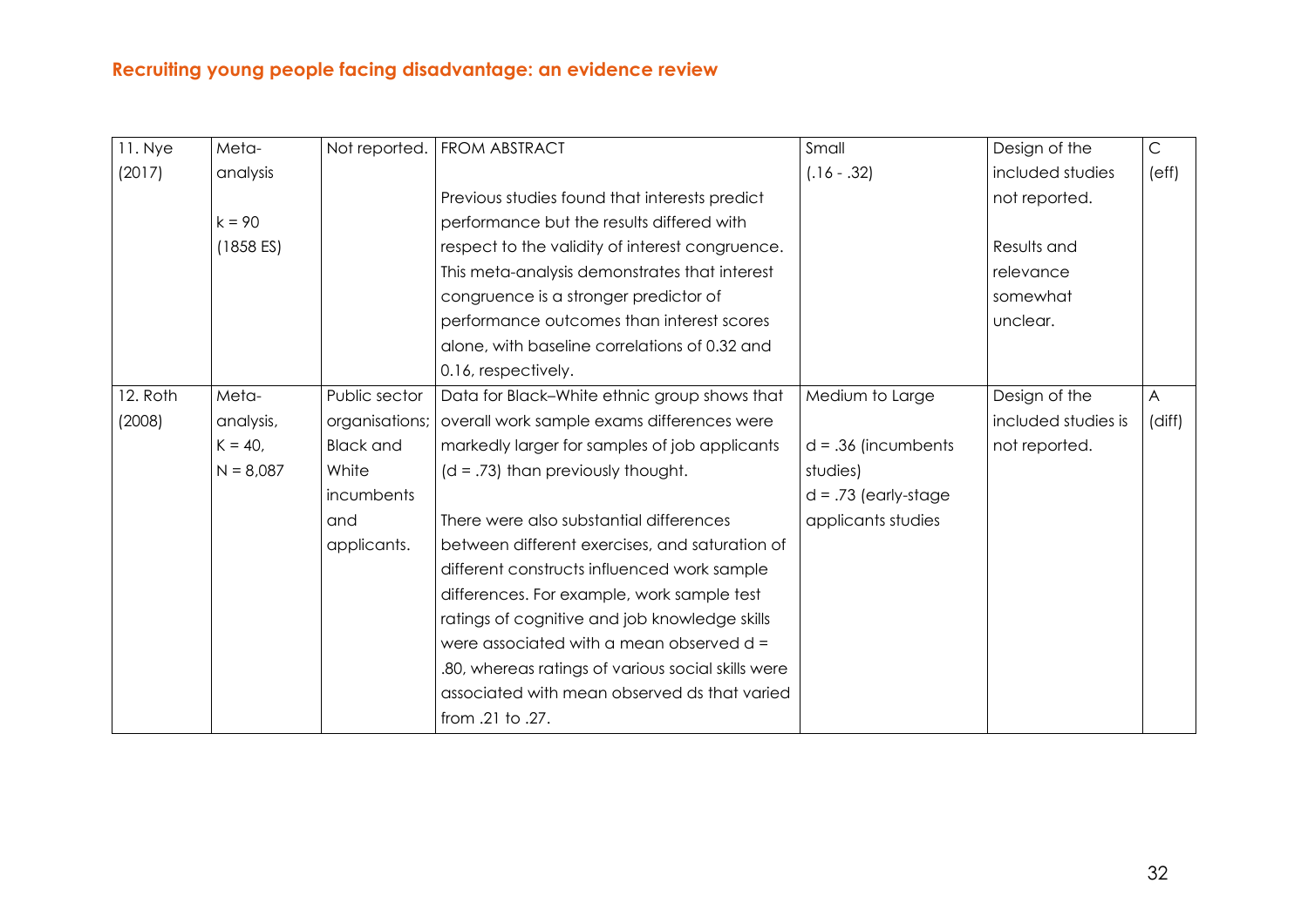| | | | | | | |
|---|---|---|---|---|---|---|
| 11. Nye (2017) | Meta-analysis<br><br>k = 90 (1858 ES) | Not reported. | FROM ABSTRACT<br><br>Previous studies found that interests predict performance but the results differed with respect to the validity of interest congruence. This meta-analysis demonstrates that interest congruence is a stronger predictor of performance outcomes than interest scores alone, with baseline correlations of 0.32 and 0.16, respectively. | Small (.16 - .32) | Design of the included studies not reported.<br><br>Results and relevance somewhat unclear. | C (eff) |
| 12. Roth (2008) | Meta-analysis, K = 40, N = 8,087 | Public sector organisations; Black and White incumbents and applicants. | Data for Black–White ethnic group shows that overall work sample exams differences were markedly larger for samples of job applicants (d = .73) than previously thought.<br><br>There were also substantial differences between different exercises, and saturation of different constructs influenced work sample differences. For example, work sample test ratings of cognitive and job knowledge skills were associated with a mean observed d = .80, whereas ratings of various social skills were associated with mean observed ds that varied from .21 to .27. | Medium to Large<br><br>d = .36 (incumbents studies)<br>d = .73 (early-stage applicants studies | Design of the included studies is not reported. | A (diff) |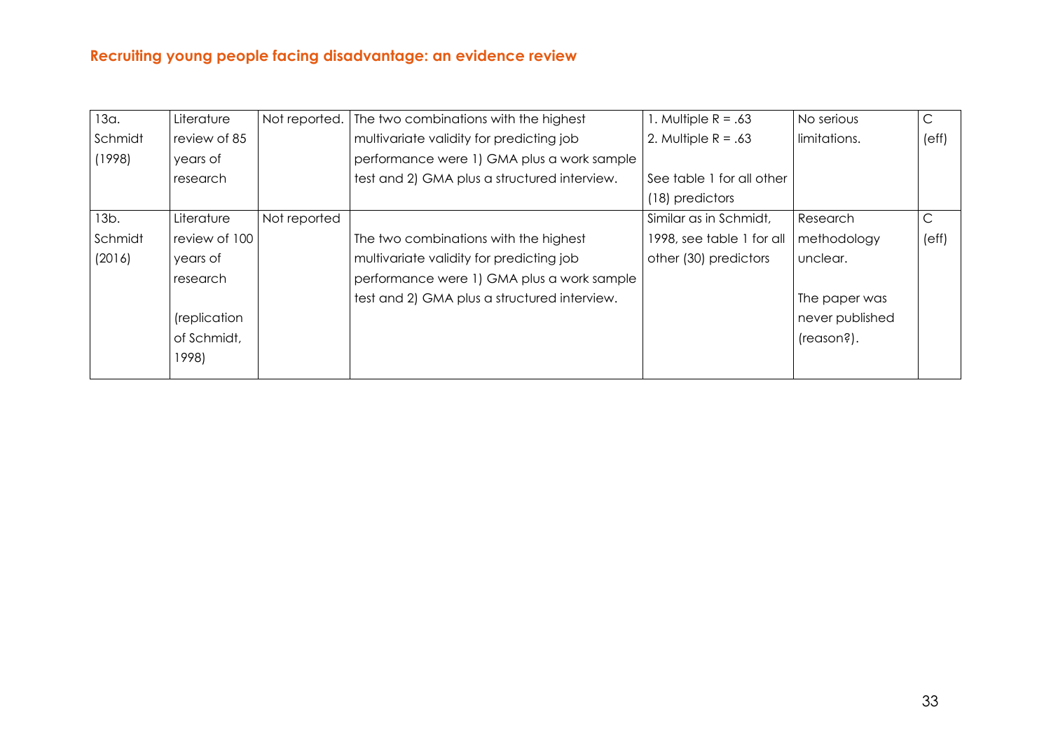| 13a. Schmidt (1998) | Literature review of 85 years of research | Not reported. | The two combinations with the highest multivariate validity for predicting job performance were 1) GMA plus a work sample test and 2) GMA plus a structured interview. | 1. Multiple R = .63<br>2. Multiple R = .63<br><br>See table 1 for all other (18) predictors | No serious limitations. | C (eff) |
|---|---|---|---|---|---|---|
| 13b. Schmidt (2016) | Literature review of 100 years of research<br><br>(replication of Schmidt, 1998) | Not reported | The two combinations with the highest multivariate validity for predicting job performance were 1) GMA plus a work sample test and 2) GMA plus a structured interview. | Similar as in Schmidt, 1998, see table 1 for all other (30) predictors | Research methodology unclear.<br><br>The paper was never published (reason?). | C (eff) |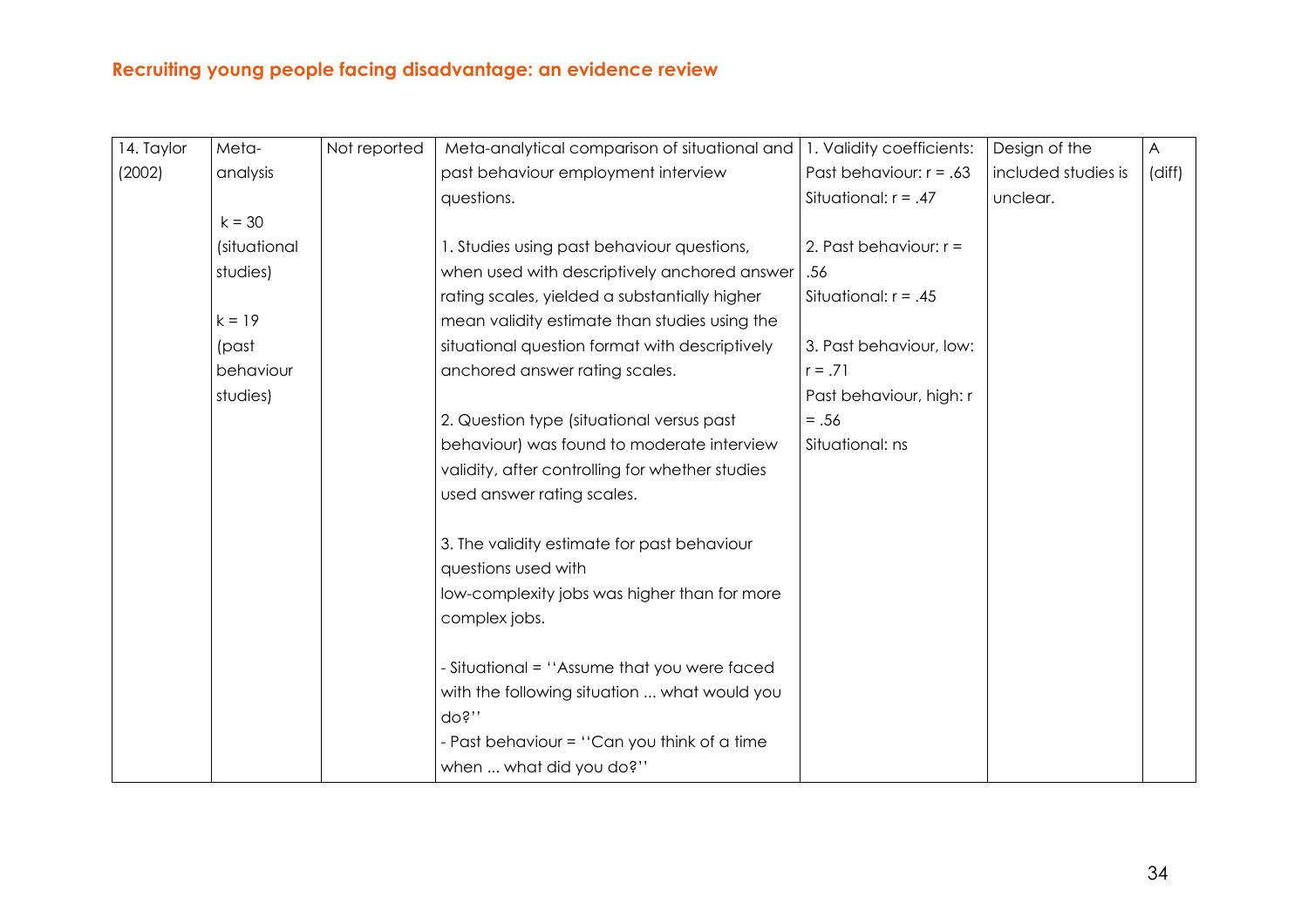| | | | | | | |
|---|---|---|---|---|---|---|
| 14. Taylor (2002) | Meta-analysis<br><br>k = 30 (situational studies)<br><br>k = 19 (past behaviour studies) | Not reported | Meta-analytical comparison of situational and past behaviour employment interview questions.<br><br>1. Studies using past behaviour questions, when used with descriptively anchored answer rating scales, yielded a substantially higher mean validity estimate than studies using the situational question format with descriptively anchored answer rating scales.<br><br>2. Question type (situational versus past behaviour) was found to moderate interview validity, after controlling for whether studies used answer rating scales.<br><br>3. The validity estimate for past behaviour questions used with low-complexity jobs was higher than for more complex jobs.<br><br>- Situational = ''Assume that you were faced with the following situation ... what would you do?''<br>- Past behaviour = ''Can you think of a time when ... what did you do?'' | 1. Validity coefficients: Past behaviour: r = .63 Situational: r = .47<br><br>2. Past behaviour: r = .56 Situational: r = .45<br><br>3. Past behaviour, low: r = .71 Past behaviour, high: r = .56 Situational: ns | Design of the included studies is unclear. | A (diff) |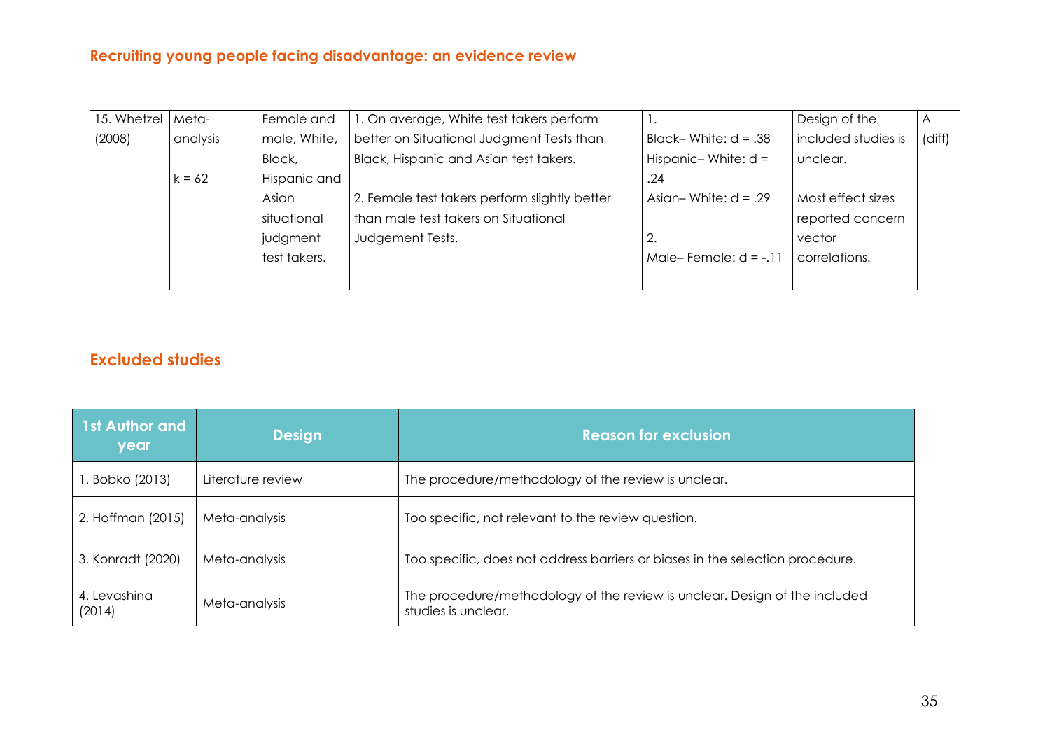| | | | | | | |
|---|---|---|---|---|---|---|
| 15. Whetzel (2008) | Meta-analysis<br><br>k = 62 | Female and male, White, Black, Hispanic and Asian situational judgment test takers. | 1. On average, White test takers perform better on Situational Judgment Tests than Black, Hispanic and Asian test takers.<br><br>2. Female test takers perform slightly better than male test takers on Situational Judgement Tests. | 1.<br>Black– White: d = .38<br>Hispanic– White: d = .24<br>Asian– White: d = .29<br><br>2.<br>Male– Female: d = -.11 | Design of the included studies is unclear.<br><br>Most effect sizes reported concern vector correlations. | A (diff) |

## Excluded studies

| 1st Author and year | Design | Reason for exclusion |
|---|---|---|
| 1. Bobko (2013) | Literature review | The procedure/methodology of the review is unclear. |
| 2. Hoffman (2015) | Meta-analysis | Too specific, not relevant to the review question. |
| 3. Konradt (2020) | Meta-analysis | Too specific, does not address barriers or biases in the selection procedure. |
| 4. Levashina (2014) | Meta-analysis | The procedure/methodology of the review is unclear. Design of the included studies is unclear. |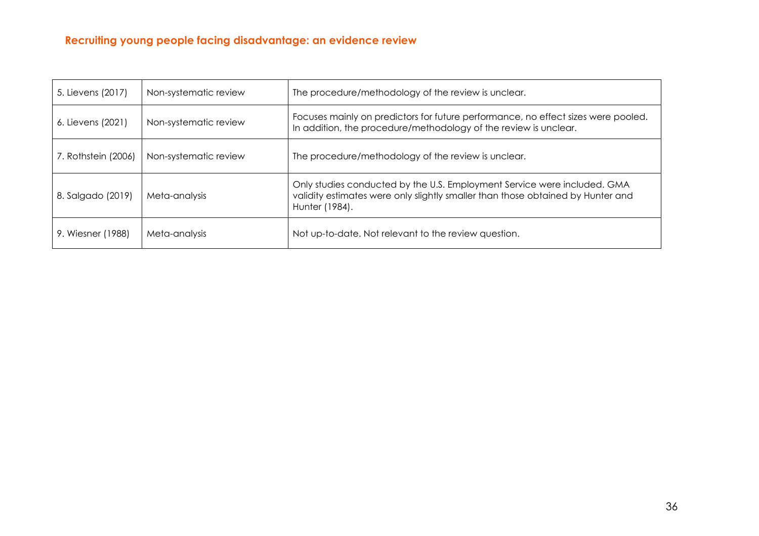| | | |
|---|---|---|
| 5. Lievens (2017) | Non-systematic review | The procedure/methodology of the review is unclear. |
| 6. Lievens (2021) | Non-systematic review | Focuses mainly on predictors for future performance, no effect sizes were pooled. In addition, the procedure/methodology of the review is unclear. |
| 7. Rothstein (2006) | Non-systematic review | The procedure/methodology of the review is unclear. |
| 8. Salgado (2019) | Meta-analysis | Only studies conducted by the U.S. Employment Service were included. GMA validity estimates were only slightly smaller than those obtained by Hunter and Hunter (1984). |
| 9. Wiesner (1988) | Meta-analysis | Not up-to-date. Not relevant to the review question. |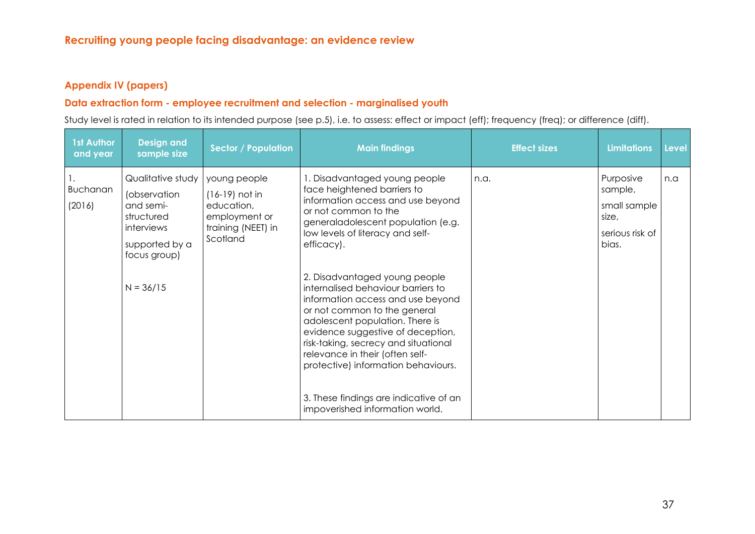## Appendix IV (papers)

### Data extraction form - employee recruitment and selection - marginalised youth

Study level is rated in relation to its intended purpose (see p.5), i.e. to assess: effect or impact (eff); frequency (freq); or difference (diff).

| 1st Author and year | Design and sample size | Sector / Population | Main findings | Effect sizes | Limitations | Level |
|---|---|---|---|---|---|---|
| 1. Buchanan (2016) | Qualitative study (observation and semi-structured interviews supported by a focus group)<br><br>N = 36/15 | young people (16-19) not in education, employment or training (NEET) in Scotland | 1. Disadvantaged young people face heightened barriers to information access and use beyond or not common to the generaladolescent population (e.g. low levels of literacy and self-efficacy).<br><br>2. Disadvantaged young people internalised behaviour barriers to information access and use beyond or not common to the general adolescent population. There is evidence suggestive of deception, risk-taking, secrecy and situational relevance in their (often self-protective) information behaviours.<br><br>3. These findings are indicative of an impoverished information world. | n.a. | Purposive sample,<br>small sample size,<br>serious risk of bias. | n.a |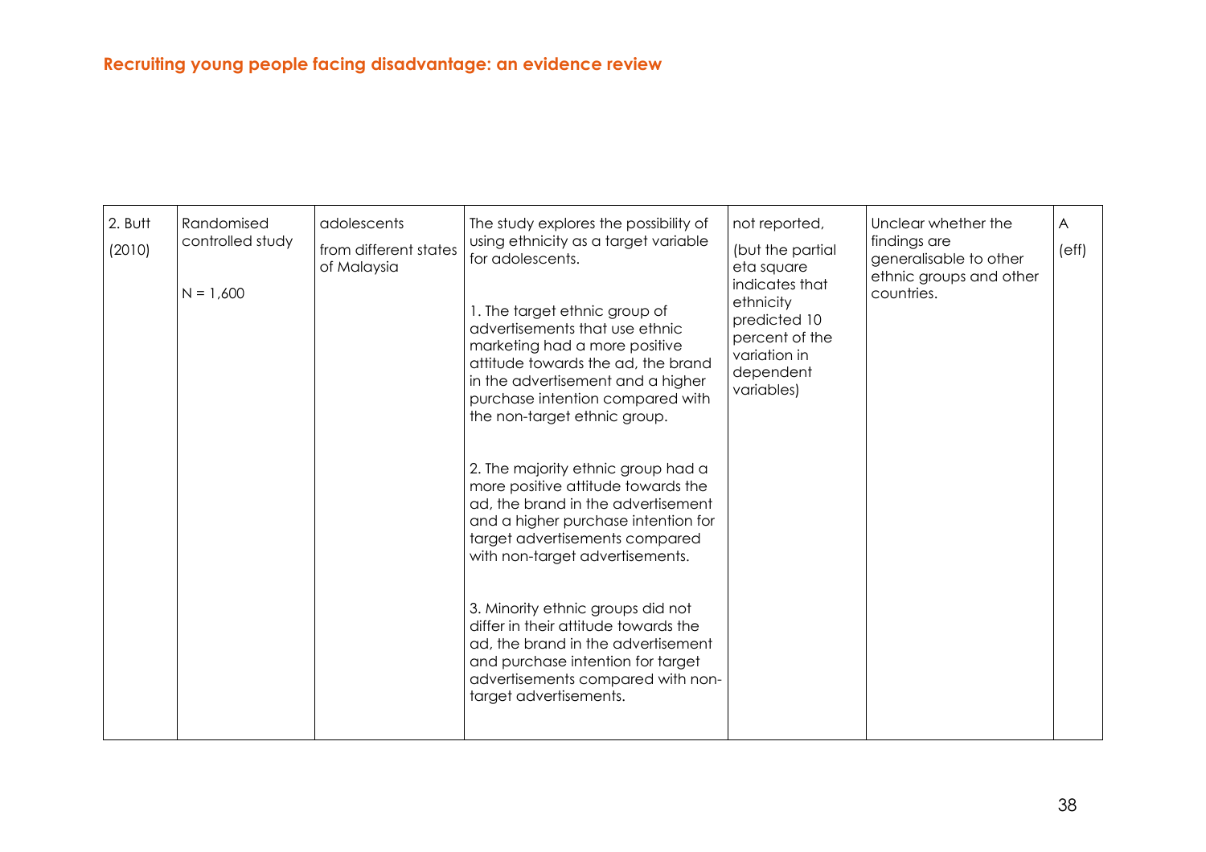| 2. Butt (2010) | Randomised controlled study<br><br>N = 1,600 | adolescents<br><br>from different states of Malaysia | The study explores the possibility of using ethnicity as a target variable for adolescents.<br><br>1. The target ethnic group of advertisements that use ethnic marketing had a more positive attitude towards the ad, the brand in the advertisement and a higher purchase intention compared with the non-target ethnic group.<br><br>2. The majority ethnic group had a more positive attitude towards the ad, the brand in the advertisement and a higher purchase intention for target advertisements compared with non-target advertisements.<br><br>3. Minority ethnic groups did not differ in their attitude towards the ad, the brand in the advertisement and purchase intention for target advertisements compared with non-target advertisements. | not reported,<br><br>(but the partial eta square indicates that ethnicity predicted 10 percent of the variation in dependent variables) | Unclear whether the findings are generalisable to other ethnic groups and other countries. | A (eff) |
|---|---|---|---|---|---|---|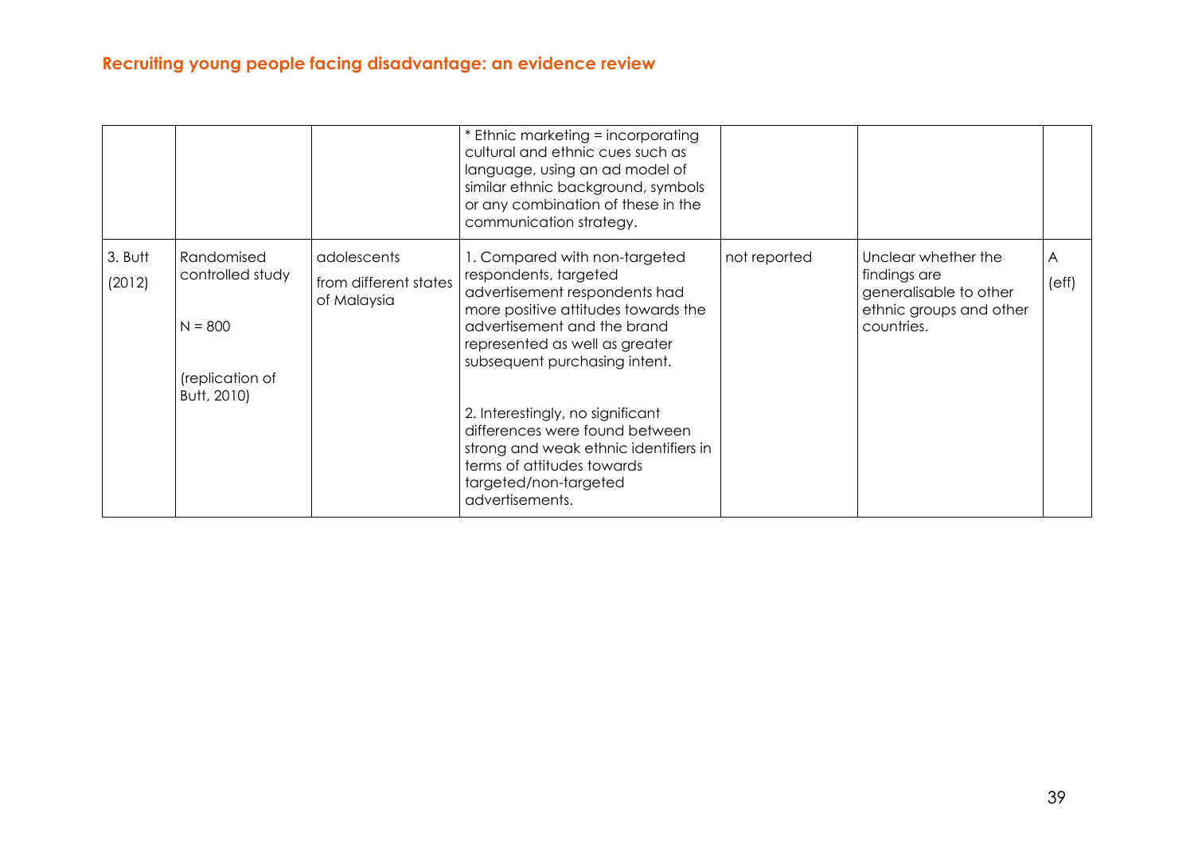| | | | | | | |
|---|---|---|---|---|---|---|
| | | | * Ethnic marketing = incorporating cultural and ethnic cues such as language, using an ad model of similar ethnic background, symbols or any combination of these in the communication strategy. | | | |
| 3. Butt (2012) | Randomised controlled study<br><br>N = 800<br><br>(replication of Butt, 2010) | adolescents from different states of Malaysia | 1. Compared with non-targeted respondents, targeted advertisement respondents had more positive attitudes towards the advertisement and the brand represented as well as greater subsequent purchasing intent.<br><br>2. Interestingly, no significant differences were found between strong and weak ethnic identifiers in terms of attitudes towards targeted/non-targeted advertisements. | not reported | Unclear whether the findings are generalisable to other ethnic groups and other countries. | A (eff) |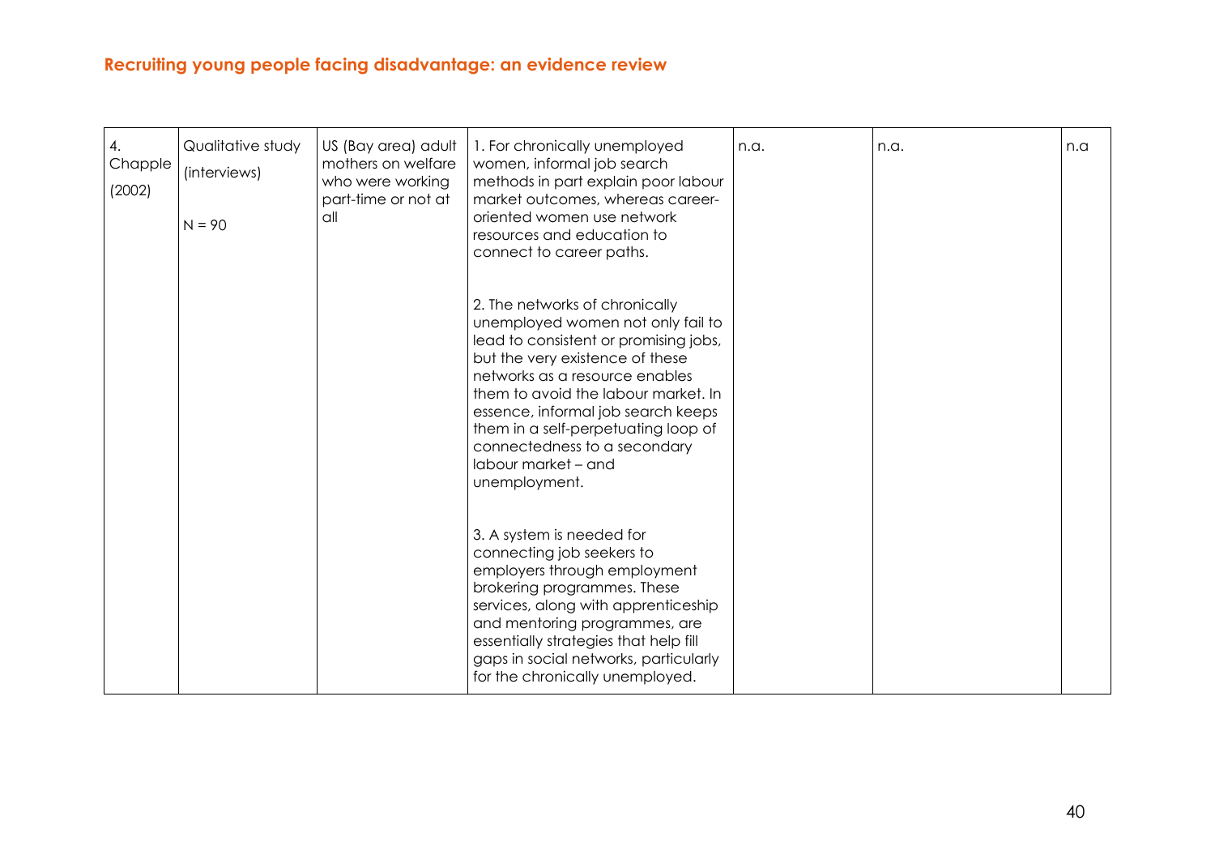| | | | | | | |
|---|---|---|---|---|---|---|
| 4. Chapple (2002) | Qualitative study (interviews)<br><br>N = 90 | US (Bay area) adult mothers on welfare who were working part-time or not at all | 1. For chronically unemployed women, informal job search methods in part explain poor labour market outcomes, whereas career-oriented women use network resources and education to connect to career paths.<br><br>2. The networks of chronically unemployed women not only fail to lead to consistent or promising jobs, but the very existence of these networks as a resource enables them to avoid the labour market. In essence, informal job search keeps them in a self-perpetuating loop of connectedness to a secondary labour market – and unemployment.<br><br>3. A system is needed for connecting job seekers to employers through employment brokering programmes. These services, along with apprenticeship and mentoring programmes, are essentially strategies that help fill gaps in social networks, particularly for the chronically unemployed. | n.a. | n.a. | n.a |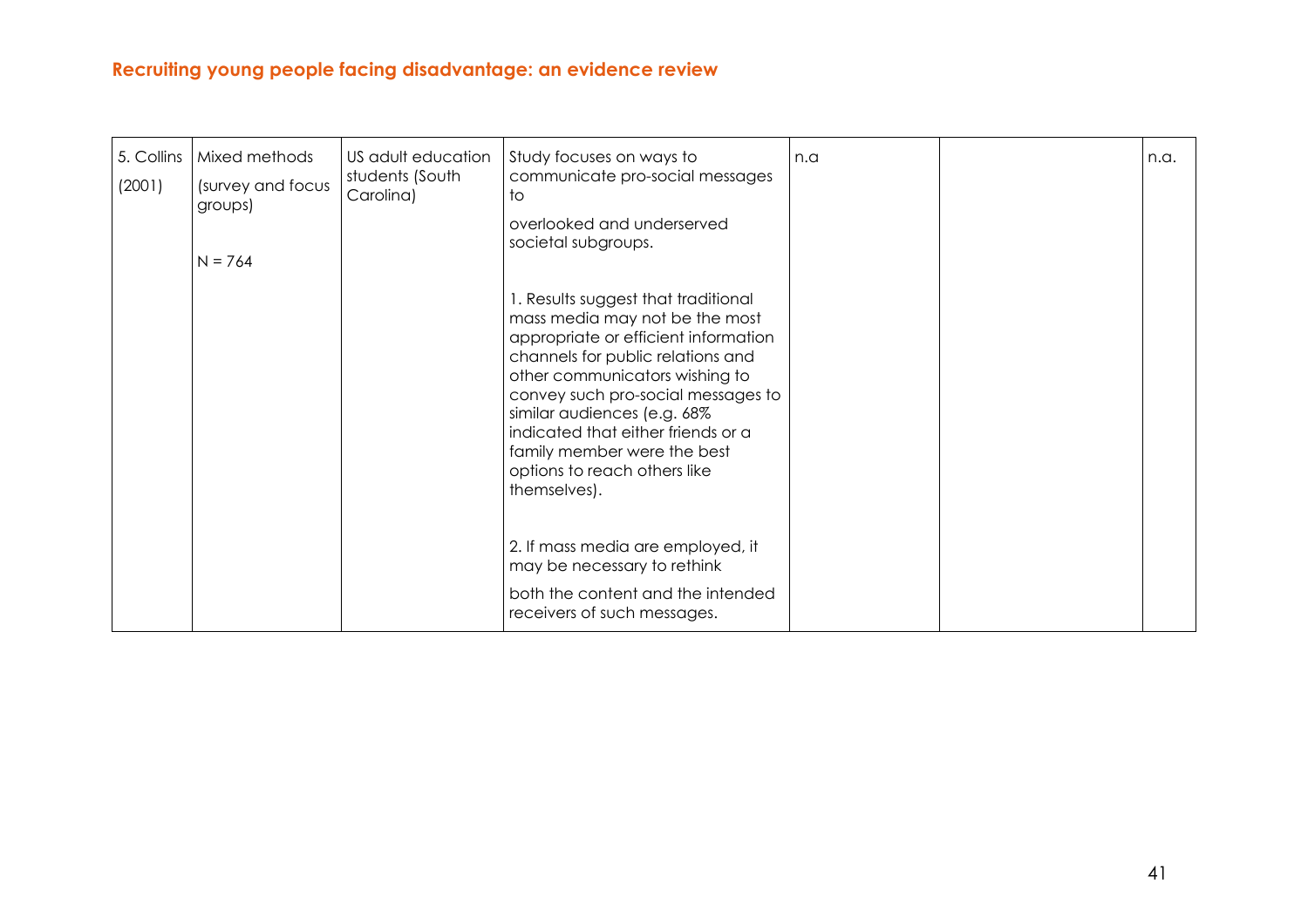| | | | | | | |
|---|---|---|---|---|---|---|
| 5. Collins (2001) | Mixed methods (survey and focus groups)<br><br>N = 764 | US adult education students (South Carolina) | Study focuses on ways to communicate pro-social messages to overlooked and underserved societal subgroups.<br><br>1. Results suggest that traditional mass media may not be the most appropriate or efficient information channels for public relations and other communicators wishing to convey such pro-social messages to similar audiences (e.g. 68% indicated that either friends or a family member were the best options to reach others like themselves).<br><br>2. If mass media are employed, it may be necessary to rethink both the content and the intended receivers of such messages. | n.a | | n.a. |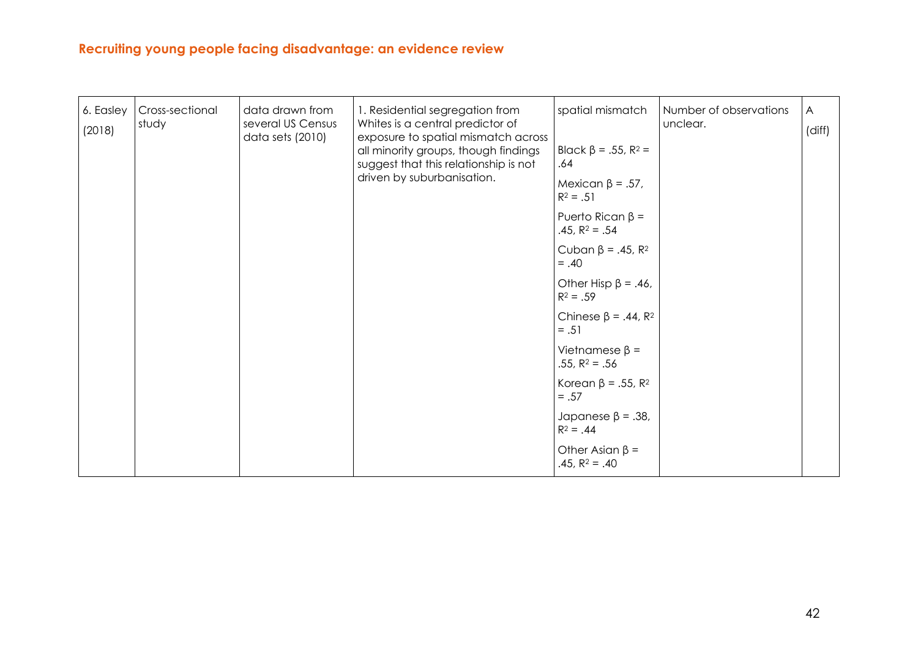| | | | | | | |
|---|---|---|---|---|---|---|
| 6. Easley (2018) | Cross-sectional study | data drawn from several US Census data sets (2010) | 1. Residential segregation from Whites is a central predictor of exposure to spatial mismatch across all minority groups, though findings suggest that this relationship is not driven by suburbanisation. | spatial mismatch<br><br>Black β = .55, $R^2$ = .64<br><br>Mexican β = .57, $R^2$ = .51<br><br>Puerto Rican β = .45, $R^2$ = .54<br><br>Cuban β = .45, $R^2$ = .40<br><br>Other Hisp β = .46, $R^2$ = .59<br><br>Chinese β = .44, $R^2$ = .51<br><br>Vietnamese β = .55, $R^2$ = .56<br><br>Korean β = .55, $R^2$ = .57<br><br>Japanese β = .38, $R^2$ = .44<br><br>Other Asian β = .45, $R^2$ = .40 | Number of observations unclear. | A (diff) |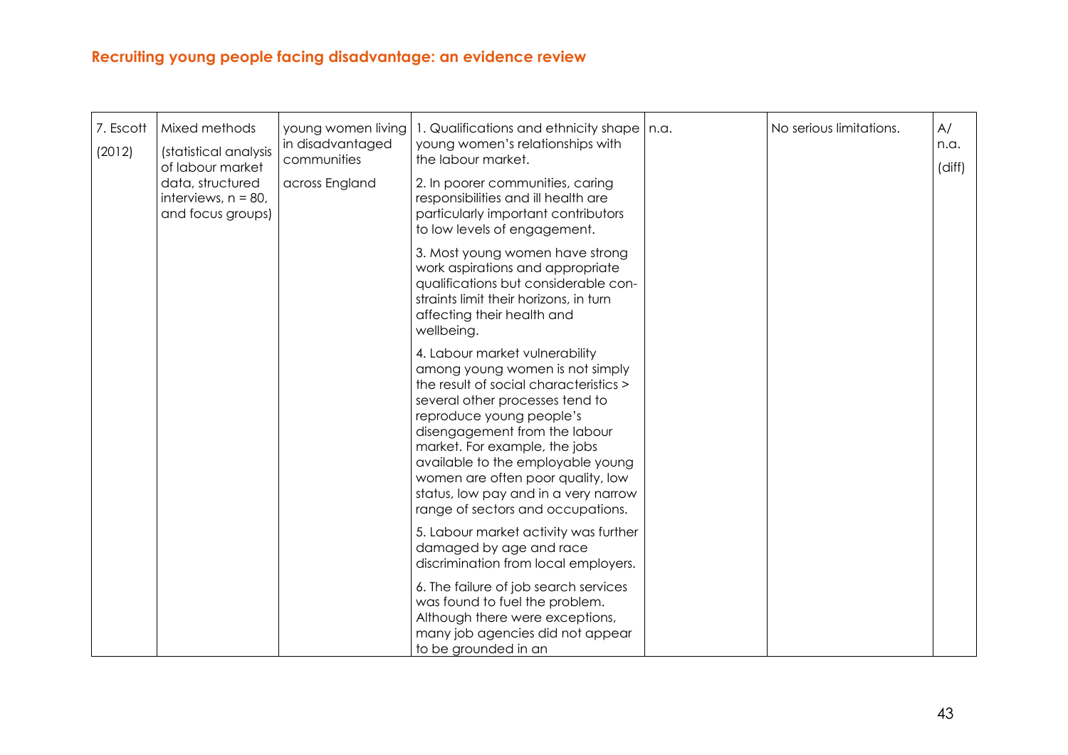| 7. Escott (2012) | Mixed methods (statistical analysis of labour market data, structured interviews, n = 80, and focus groups) | young women living in disadvantaged communities across England | 1. Qualifications and ethnicity shape young women's relationships with the labour market.<br><br>2. In poorer communities, caring responsibilities and ill health are particularly important contributors to low levels of engagement.<br><br>3. Most young women have strong work aspirations and appropriate qualifications but considerable constraints limit their horizons, in turn affecting their health and wellbeing.<br><br>4. Labour market vulnerability among young women is not simply the result of social characteristics > several other processes tend to reproduce young people's disengagement from the labour market. For example, the jobs available to the employable young women are often poor quality, low status, low pay and in a very narrow range of sectors and occupations.<br><br>5. Labour market activity was further damaged by age and race discrimination from local employers.<br><br>6. The failure of job search services was found to fuel the problem. Although there were exceptions, many job agencies did not appear to be grounded in an | n.a. | No serious limitations. | A/ n.a. (diff) |
|---|---|---|---|---|---|---|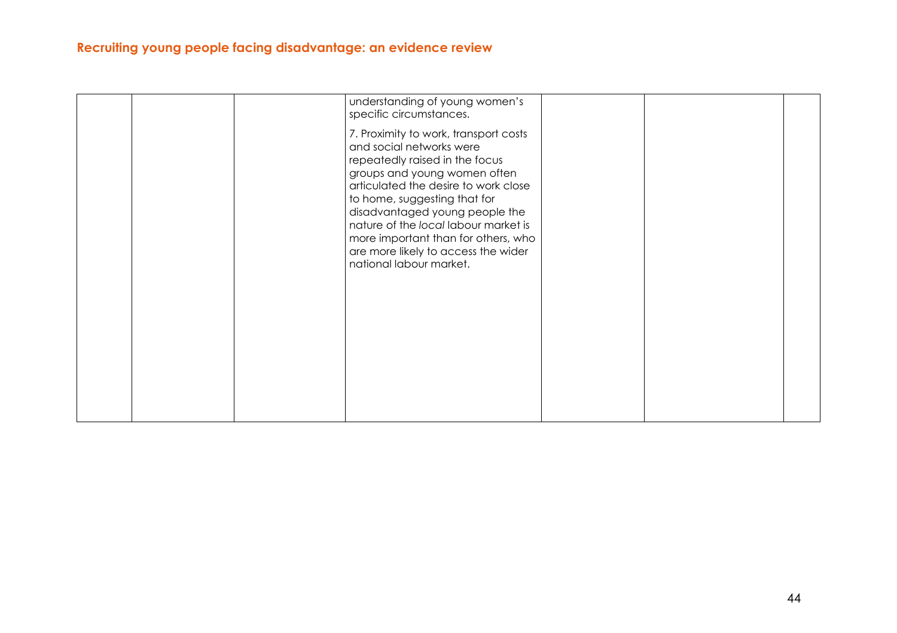| | | | | | | |
|---|---|---|---|---|---|---|
| | | | understanding of young women's specific circumstances.<br><br>7. Proximity to work, transport costs and social networks were repeatedly raised in the focus groups and young women often articulated the desire to work close to home, suggesting that for disadvantaged young people the nature of the *local* labour market is more important than for others, who are more likely to access the wider national labour market. | | | |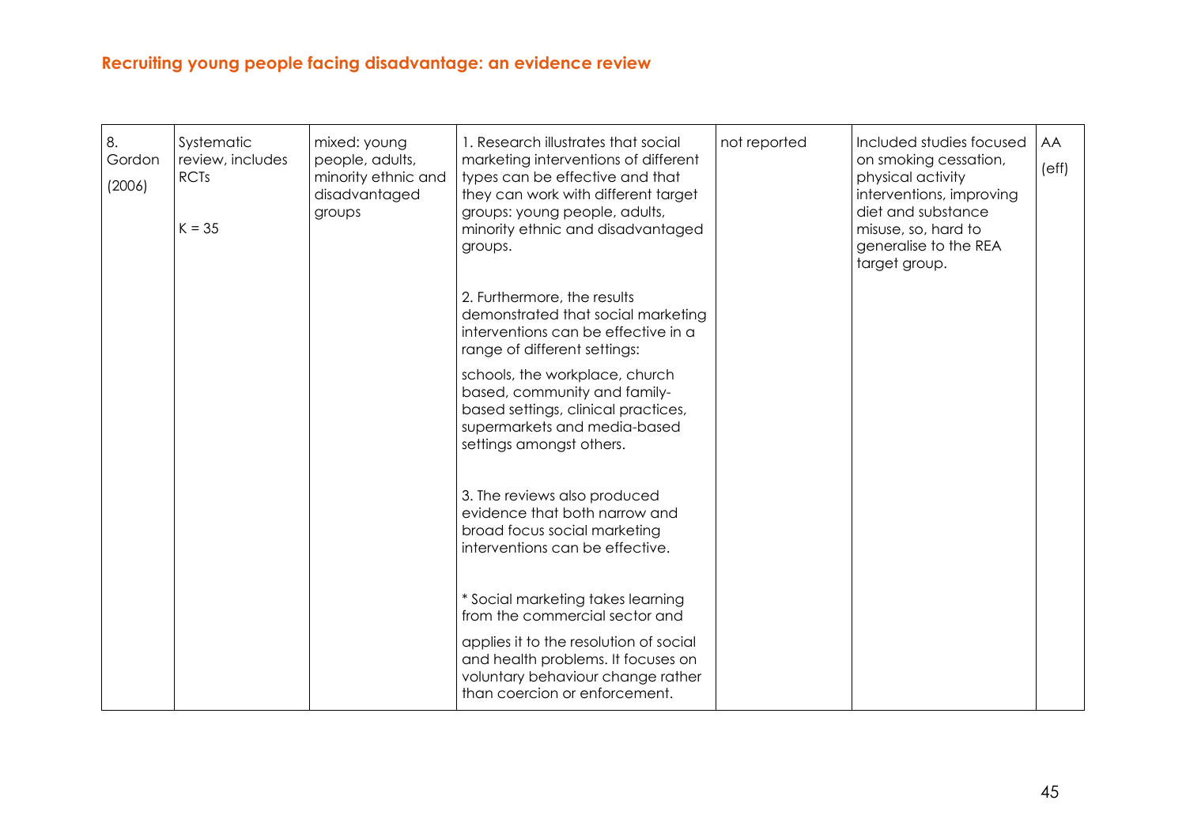| 8. Gordon (2006) | Systematic review, includes RCTs<br><br>K = 35 | mixed: young people, adults, minority ethnic and disadvantaged groups | 1. Research illustrates that social marketing interventions of different types can be effective and that they can work with different target groups: young people, adults, minority ethnic and disadvantaged groups.<br><br>2. Furthermore, the results demonstrated that social marketing interventions can be effective in a range of different settings:<br><br>schools, the workplace, church based, community and family-based settings, clinical practices, supermarkets and media-based settings amongst others.<br><br>3. The reviews also produced evidence that both narrow and broad focus social marketing interventions can be effective.<br><br>* Social marketing takes learning from the commercial sector and<br><br>applies it to the resolution of social and health problems. It focuses on voluntary behaviour change rather than coercion or enforcement. | not reported | Included studies focused on smoking cessation, physical activity interventions, improving diet and substance misuse, so, hard to generalise to the REA target group. | AA (eff) |
|---|---|---|---|---|---|---|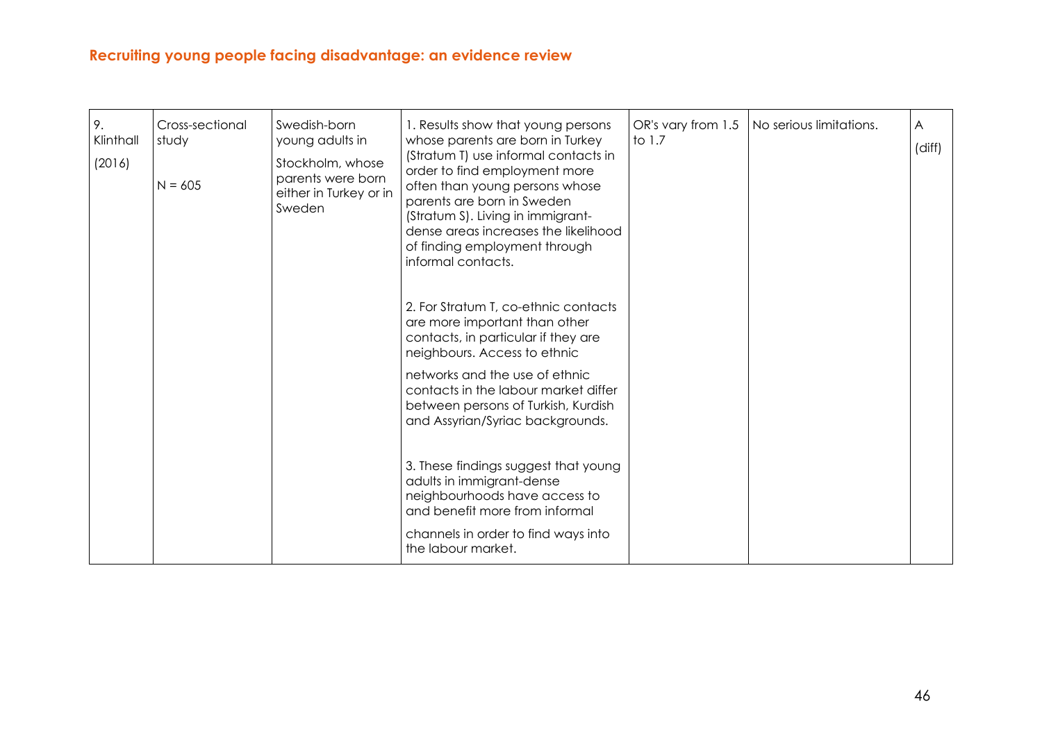| | | | | | | |
|---|---|---|---|---|---|---|
| 9. Klinthall (2016) | Cross-sectional study<br><br>N = 605 | Swedish-born young adults in Stockholm, whose parents were born either in Turkey or in Sweden | 1. Results show that young persons whose parents are born in Turkey (Stratum T) use informal contacts in order to find employment more often than young persons whose parents are born in Sweden (Stratum S). Living in immigrant-dense areas increases the likelihood of finding employment through informal contacts.<br><br>2. For Stratum T, co-ethnic contacts are more important than other contacts, in particular if they are neighbours. Access to ethnic networks and the use of ethnic contacts in the labour market differ between persons of Turkish, Kurdish and Assyrian/Syriac backgrounds.<br><br>3. These findings suggest that young adults in immigrant-dense neighbourhoods have access to and benefit more from informal channels in order to find ways into the labour market. | OR's vary from 1.5 to 1.7 | No serious limitations. | A (diff) |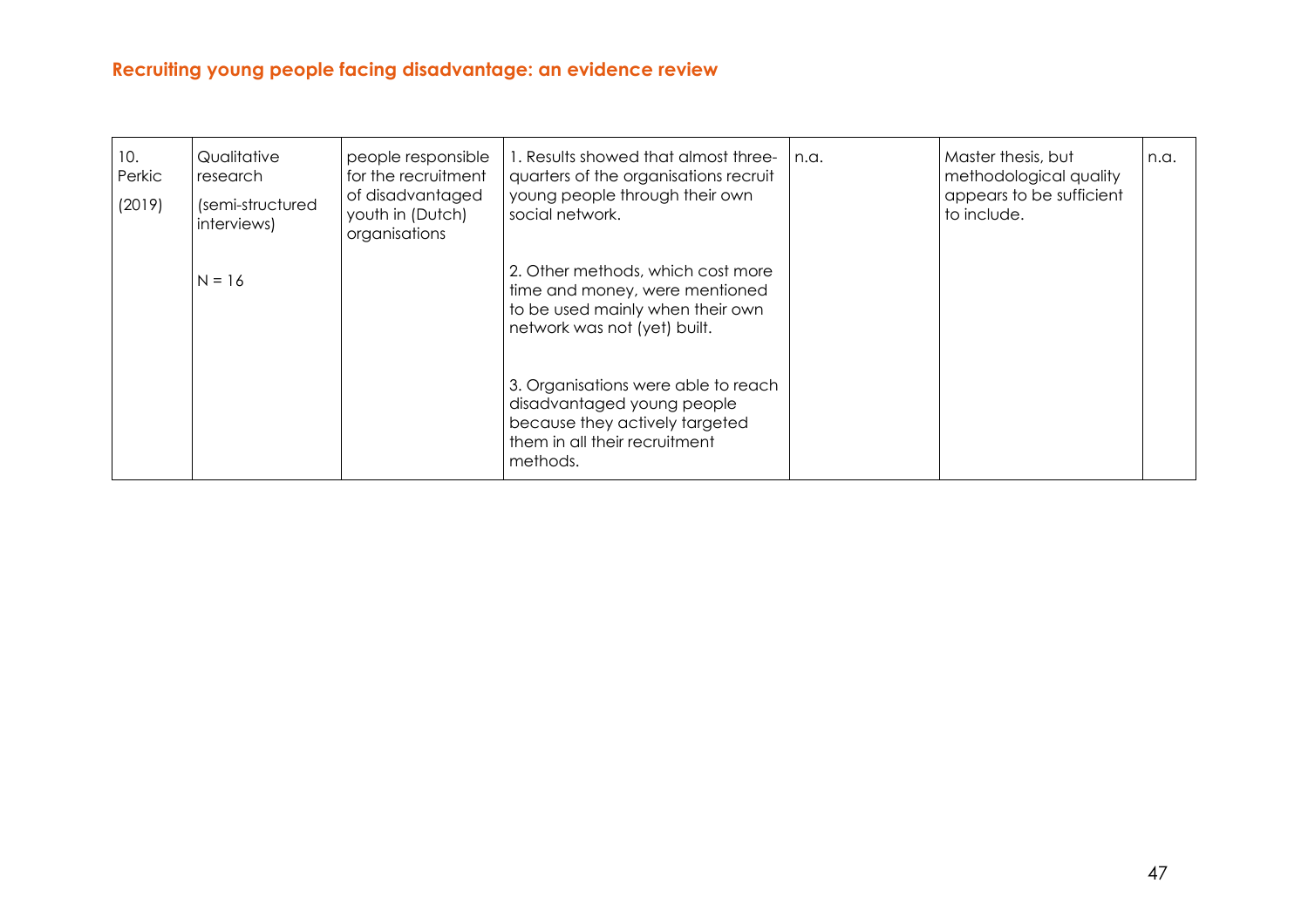| | | | | | | |
|---|---|---|---|---|---|---|
| 10. Perkic (2019) | Qualitative research (semi-structured interviews) N = 16 | people responsible for the recruitment of disadvantaged youth in (Dutch) organisations | 1. Results showed that almost three-quarters of the organisations recruit young people through their own social network. 2. Other methods, which cost more time and money, were mentioned to be used mainly when their own network was not (yet) built. 3. Organisations were able to reach disadvantaged young people because they actively targeted them in all their recruitment methods. | n.a. | Master thesis, but methodological quality appears to be sufficient to include. | n.a. |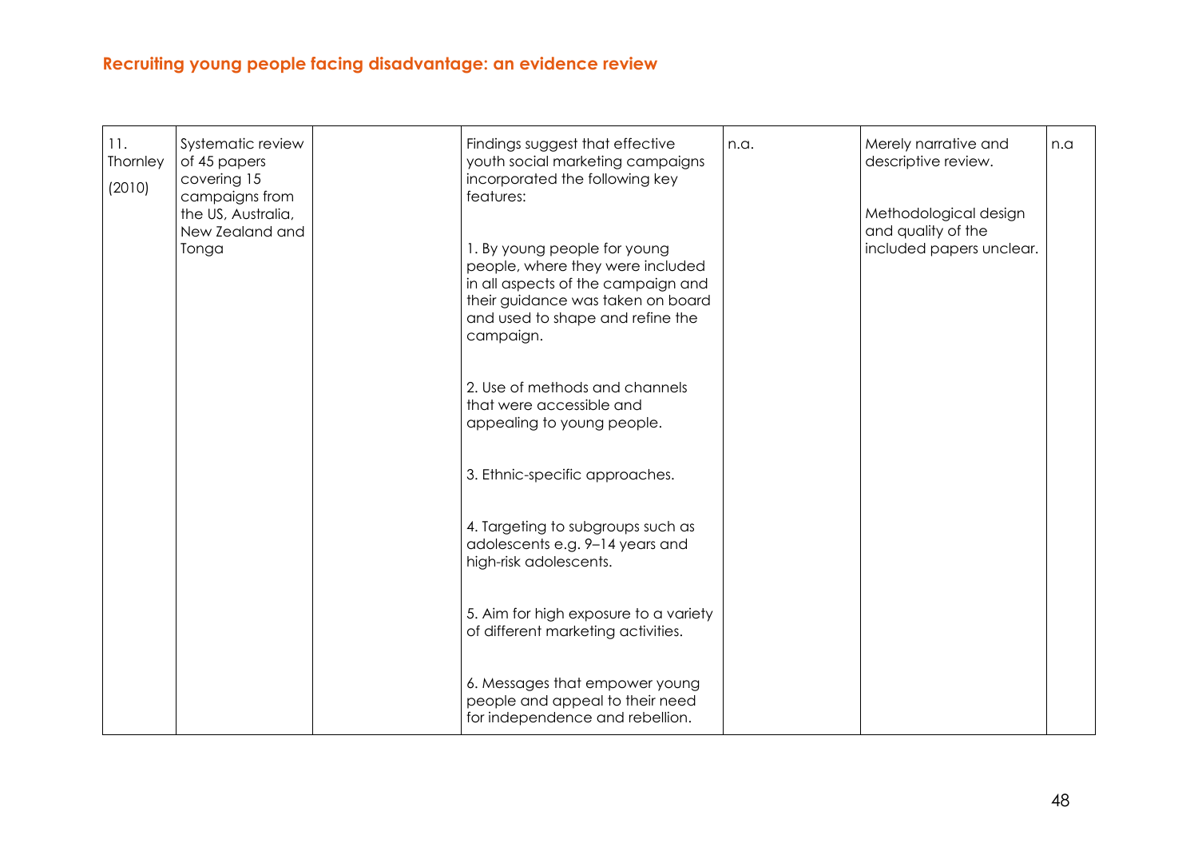| | | | | | | |
|---|---|---|---|---|---|---|
| 11. Thornley (2010) | Systematic review of 45 papers covering 15 campaigns from the US, Australia, New Zealand and Tonga | | Findings suggest that effective youth social marketing campaigns incorporated the following key features:<br><br>1. By young people for young people, where they were included in all aspects of the campaign and their guidance was taken on board and used to shape and refine the campaign.<br><br>2. Use of methods and channels that were accessible and appealing to young people.<br><br>3. Ethnic-specific approaches.<br><br>4. Targeting to subgroups such as adolescents e.g. 9–14 years and high-risk adolescents.<br><br>5. Aim for high exposure to a variety of different marketing activities.<br><br>6. Messages that empower young people and appeal to their need for independence and rebellion. | n.a. | Merely narrative and descriptive review.<br><br>Methodological design and quality of the included papers unclear. | n.a |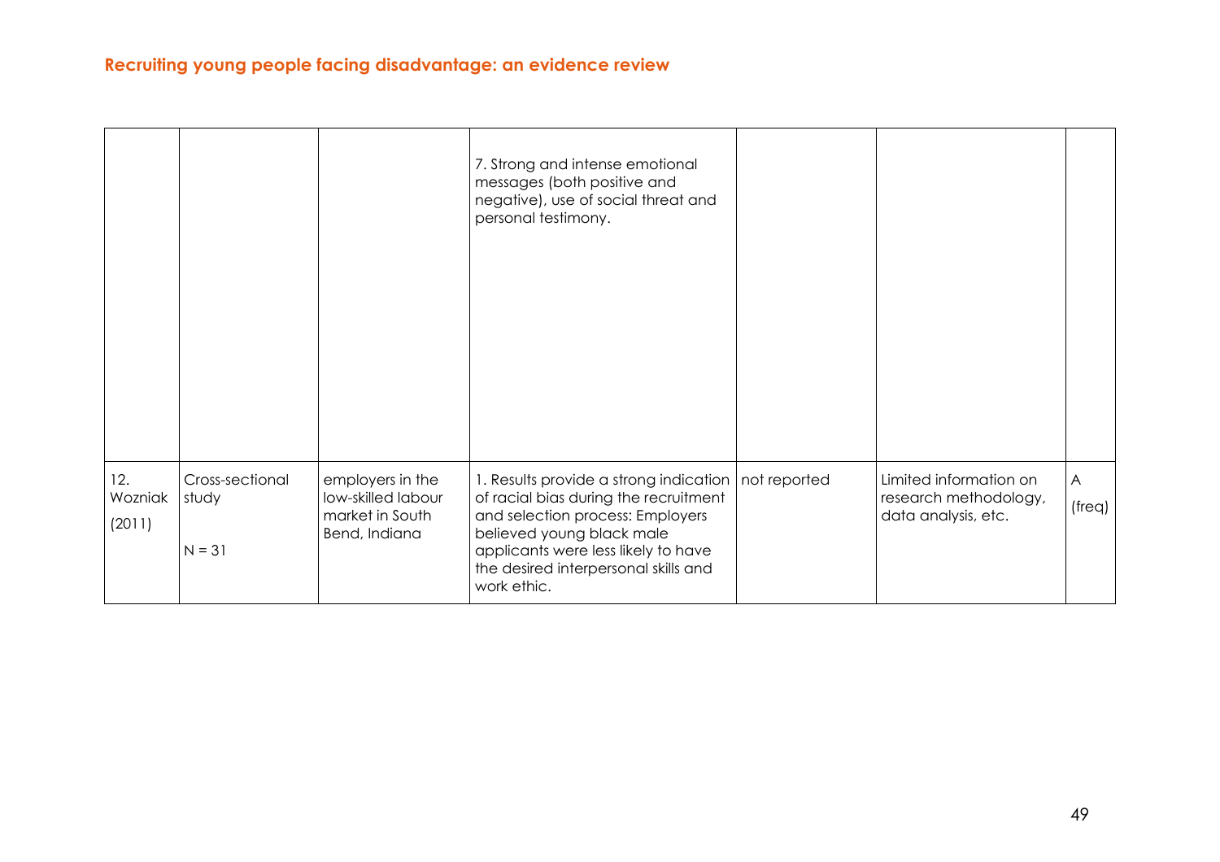| | | | | | | |
|---|---|---|---|---|---|---|
| | | | 7. Strong and intense emotional messages (both positive and negative), use of social threat and personal testimony. | | | |
| 12. Wozniak (2011) | Cross-sectional study<br><br>N = 31 | employers in the low-skilled labour market in South Bend, Indiana | 1. Results provide a strong indication of racial bias during the recruitment and selection process: Employers believed young black male applicants were less likely to have the desired interpersonal skills and work ethic. | not reported | Limited information on research methodology, data analysis, etc. | A (freq) |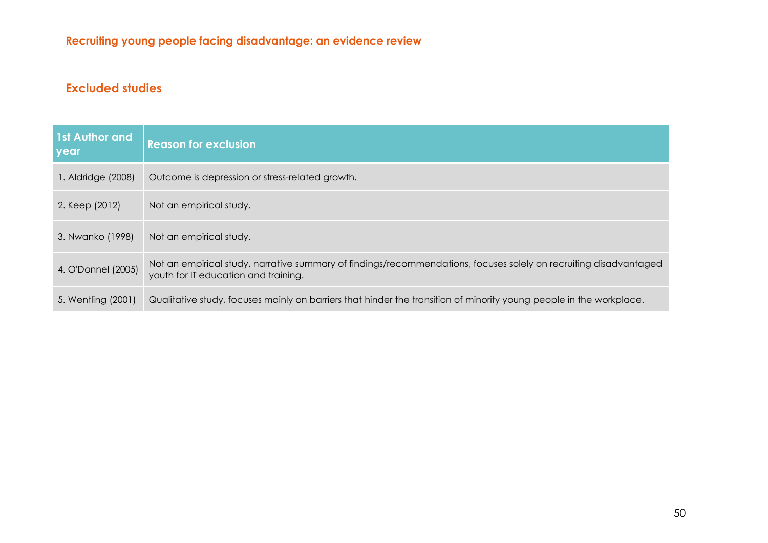## Excluded studies

| 1st Author and year | Reason for exclusion |
|---|---|
| 1. Aldridge (2008) | Outcome is depression or stress-related growth. |
| 2. Keep (2012) | Not an empirical study. |
| 3. Nwanko (1998) | Not an empirical study. |
| 4. O'Donnel (2005) | Not an empirical study, narrative summary of findings/recommendations, focuses solely on recruiting disadvantaged youth for IT education and training. |
| 5. Wentling (2001) | Qualitative study, focuses mainly on barriers that hinder the transition of minority young people in the workplace. |